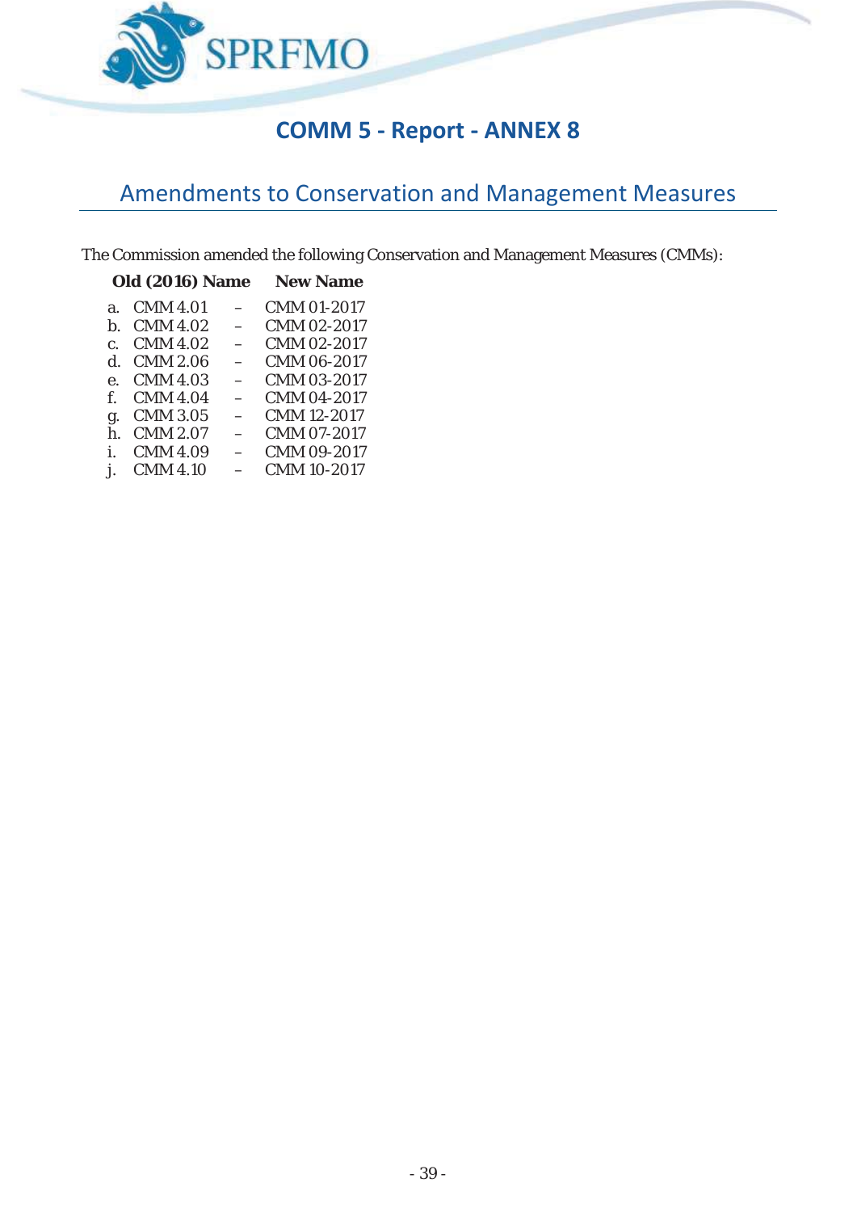# COMM 5 - Report - ANNEX 8

## Amendments to Conservation and Management Measures

The Commission amended the following Conservation and Management Measures (CMMs):

| | Old (2016) Name | | New Name |
|---|---|---|---|
| a. | CMM 4.01 | – | CMM 01-2017 |
| b. | CMM 4.02 | – | CMM 02-2017 |
| c. | CMM 4.02 | – | CMM 02-2017 |
| d. | CMM 2.06 | – | CMM 06-2017 |
| e. | CMM 4.03 | – | CMM 03-2017 |
| f. | CMM 4.04 | – | CMM 04-2017 |
| g. | CMM 3.05 | – | CMM 12-2017 |
| h. | CMM 2.07 | – | CMM 07-2017 |
| i. | CMM 4.09 | – | CMM 09-2017 |
| j. | CMM 4.10 | – | CMM 10-2017 |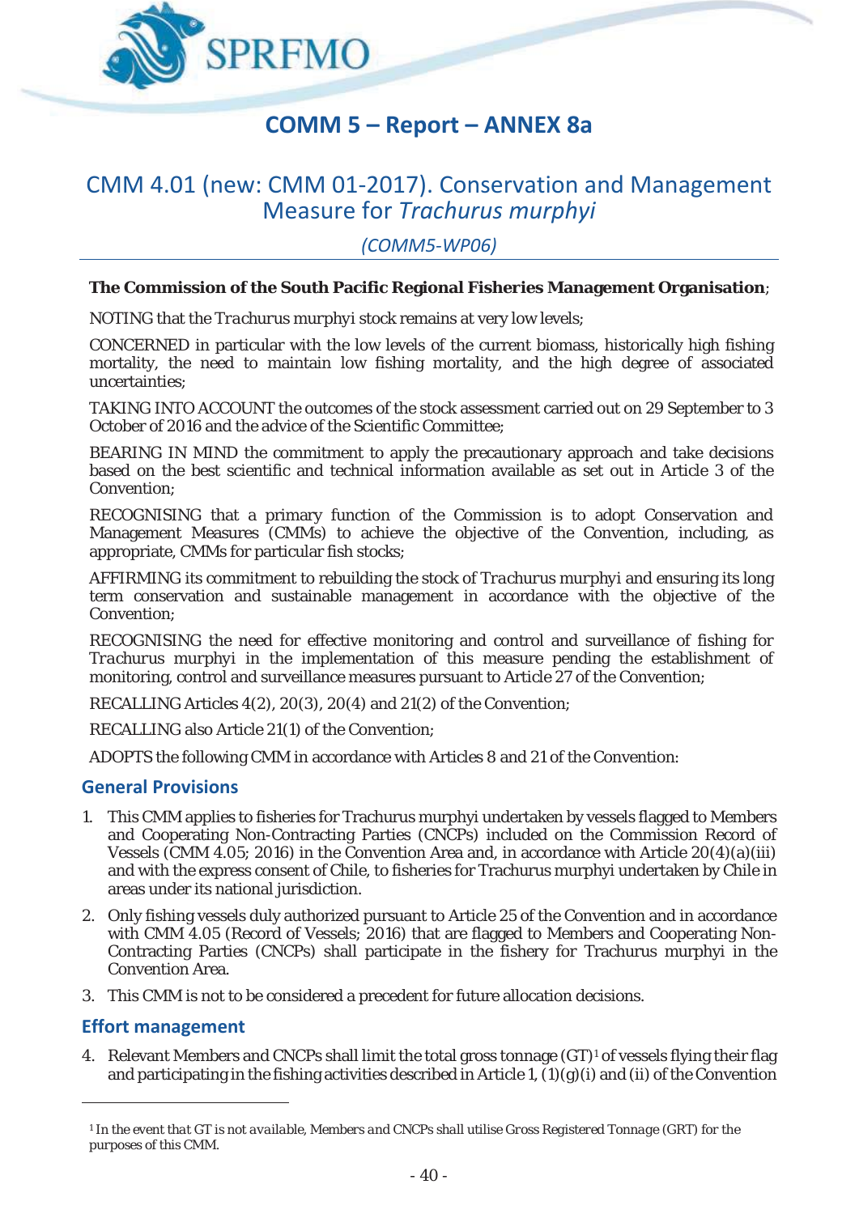# COMM 5 – Report – ANNEX 8a

## CMM 4.01 (new: CMM 01-2017). Conservation and Management Measure for *Trachurus murphyi*

*(COMM5-WP06)*

**The Commission of the South Pacific Regional Fisheries Management Organisation**;

NOTING that the *Trachurus murphyi* stock remains at very low levels;

CONCERNED in particular with the low levels of the current biomass, historically high fishing mortality, the need to maintain low fishing mortality, and the high degree of associated uncertainties;

TAKING INTO ACCOUNT the outcomes of the stock assessment carried out on 29 September to 3 October of 2016 and the advice of the Scientific Committee;

BEARING IN MIND the commitment to apply the precautionary approach and take decisions based on the best scientific and technical information available as set out in Article 3 of the Convention;

RECOGNISING that a primary function of the Commission is to adopt Conservation and Management Measures (CMMs) to achieve the objective of the Convention, including, as appropriate, CMMs for particular fish stocks;

AFFIRMING its commitment to rebuilding the stock of *Trachurus murphyi* and ensuring its long term conservation and sustainable management in accordance with the objective of the Convention;

RECOGNISING the need for effective monitoring and control and surveillance of fishing for *Trachurus murphyi* in the implementation of this measure pending the establishment of monitoring, control and surveillance measures pursuant to Article 27 of the Convention;

RECALLING Articles 4(2), 20(3), 20(4) and 21(2) of the Convention;

RECALLING also Article 21(1) of the Convention;

ADOPTS the following CMM in accordance with Articles 8 and 21 of the Convention:

### General Provisions

1. This CMM applies to fisheries for Trachurus murphyi undertaken by vessels flagged to Members and Cooperating Non-Contracting Parties (CNCPs) included on the Commission Record of Vessels (CMM 4.05; 2016) in the Convention Area and, in accordance with Article 20(4)(a)(iii) and with the express consent of Chile, to fisheries for Trachurus murphyi undertaken by Chile in areas under its national jurisdiction.
2. Only fishing vessels duly authorized pursuant to Article 25 of the Convention and in accordance with CMM 4.05 (Record of Vessels; 2016) that are flagged to Members and Cooperating Non-Contracting Parties (CNCPs) shall participate in the fishery for Trachurus murphyi in the Convention Area.
3. This CMM is not to be considered a precedent for future allocation decisions.

### Effort management

4. Relevant Members and CNCPs shall limit the total gross tonnage (GT)[1] of vessels flying their flag and participating in the fishing activities described in Article 1, (1)(g)(i) and (ii) of the Convention

[1] *In the event that GT is not available, Members and CNCPs shall utilise Gross Registered Tonnage (GRT) for the purposes of this CMM.*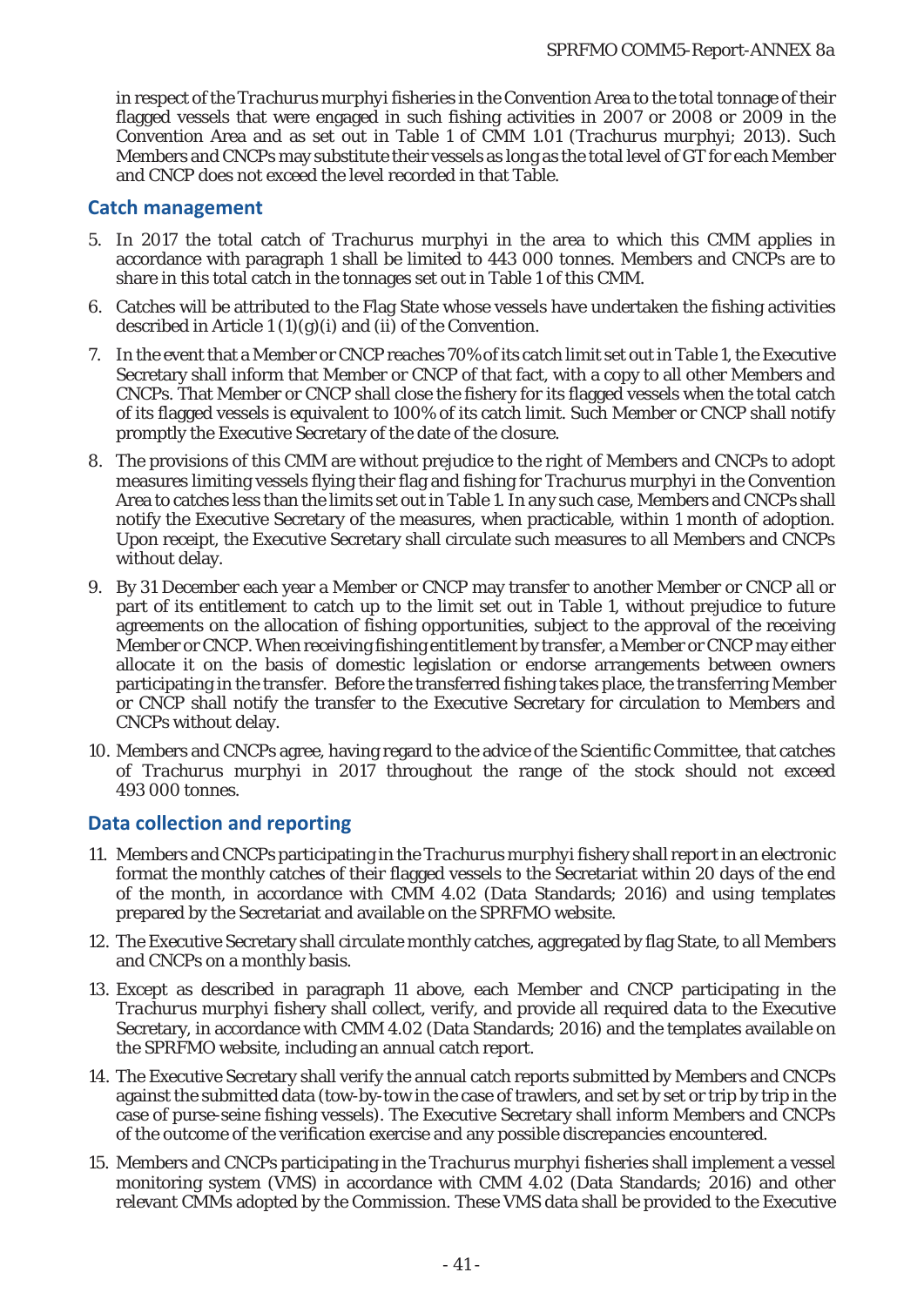in respect of the *Trachurus murphyi* fisheries in the Convention Area to the total tonnage of their flagged vessels that were engaged in such fishing activities in 2007 or 2008 or 2009 in the Convention Area and as set out in Table 1 of CMM 1.01 (*Trachurus murphyi*; 2013). Such Members and CNCPs may substitute their vessels as long as the total level of GT for each Member and CNCP does not exceed the level recorded in that Table.

## Catch management

5. In 2017 the total catch of *Trachurus murphyi* in the area to which this CMM applies in accordance with paragraph 1 shall be limited to 443 000 tonnes. Members and CNCPs are to share in this total catch in the tonnages set out in Table 1 of this CMM.
6. Catches will be attributed to the Flag State whose vessels have undertaken the fishing activities described in Article 1 (1)(g)(i) and (ii) of the Convention.
7. In the event that a Member or CNCP reaches 70% of its catch limit set out in Table 1, the Executive Secretary shall inform that Member or CNCP of that fact, with a copy to all other Members and CNCPs. That Member or CNCP shall close the fishery for its flagged vessels when the total catch of its flagged vessels is equivalent to 100% of its catch limit. Such Member or CNCP shall notify promptly the Executive Secretary of the date of the closure.
8. The provisions of this CMM are without prejudice to the right of Members and CNCPs to adopt measures limiting vessels flying their flag and fishing for *Trachurus murphyi* in the Convention Area to catches less than the limits set out in Table 1. In any such case, Members and CNCPs shall notify the Executive Secretary of the measures, when practicable, within 1 month of adoption. Upon receipt, the Executive Secretary shall circulate such measures to all Members and CNCPs without delay.
9. By 31 December each year a Member or CNCP may transfer to another Member or CNCP all or part of its entitlement to catch up to the limit set out in Table 1, without prejudice to future agreements on the allocation of fishing opportunities, subject to the approval of the receiving Member or CNCP. When receiving fishing entitlement by transfer, a Member or CNCP may either allocate it on the basis of domestic legislation or endorse arrangements between owners participating in the transfer. Before the transferred fishing takes place, the transferring Member or CNCP shall notify the transfer to the Executive Secretary for circulation to Members and CNCPs without delay.
10. Members and CNCPs agree, having regard to the advice of the Scientific Committee, that catches of *Trachurus murphyi* in 2017 throughout the range of the stock should not exceed 493 000 tonnes.

## Data collection and reporting

11. Members and CNCPs participating in the *Trachurus murphyi* fishery shall report in an electronic format the monthly catches of their flagged vessels to the Secretariat within 20 days of the end of the month, in accordance with CMM 4.02 (Data Standards; 2016) and using templates prepared by the Secretariat and available on the SPRFMO website.
12. The Executive Secretary shall circulate monthly catches, aggregated by flag State, to all Members and CNCPs on a monthly basis.
13. Except as described in paragraph 11 above, each Member and CNCP participating in the *Trachurus murphyi* fishery shall collect, verify, and provide all required data to the Executive Secretary, in accordance with CMM 4.02 (Data Standards; 2016) and the templates available on the SPRFMO website, including an annual catch report.
14. The Executive Secretary shall verify the annual catch reports submitted by Members and CNCPs against the submitted data (tow-by-tow in the case of trawlers, and set by set or trip by trip in the case of purse-seine fishing vessels). The Executive Secretary shall inform Members and CNCPs of the outcome of the verification exercise and any possible discrepancies encountered.
15. Members and CNCPs participating in the *Trachurus murphyi* fisheries shall implement a vessel monitoring system (VMS) in accordance with CMM 4.02 (Data Standards; 2016) and other relevant CMMs adopted by the Commission. These VMS data shall be provided to the Executive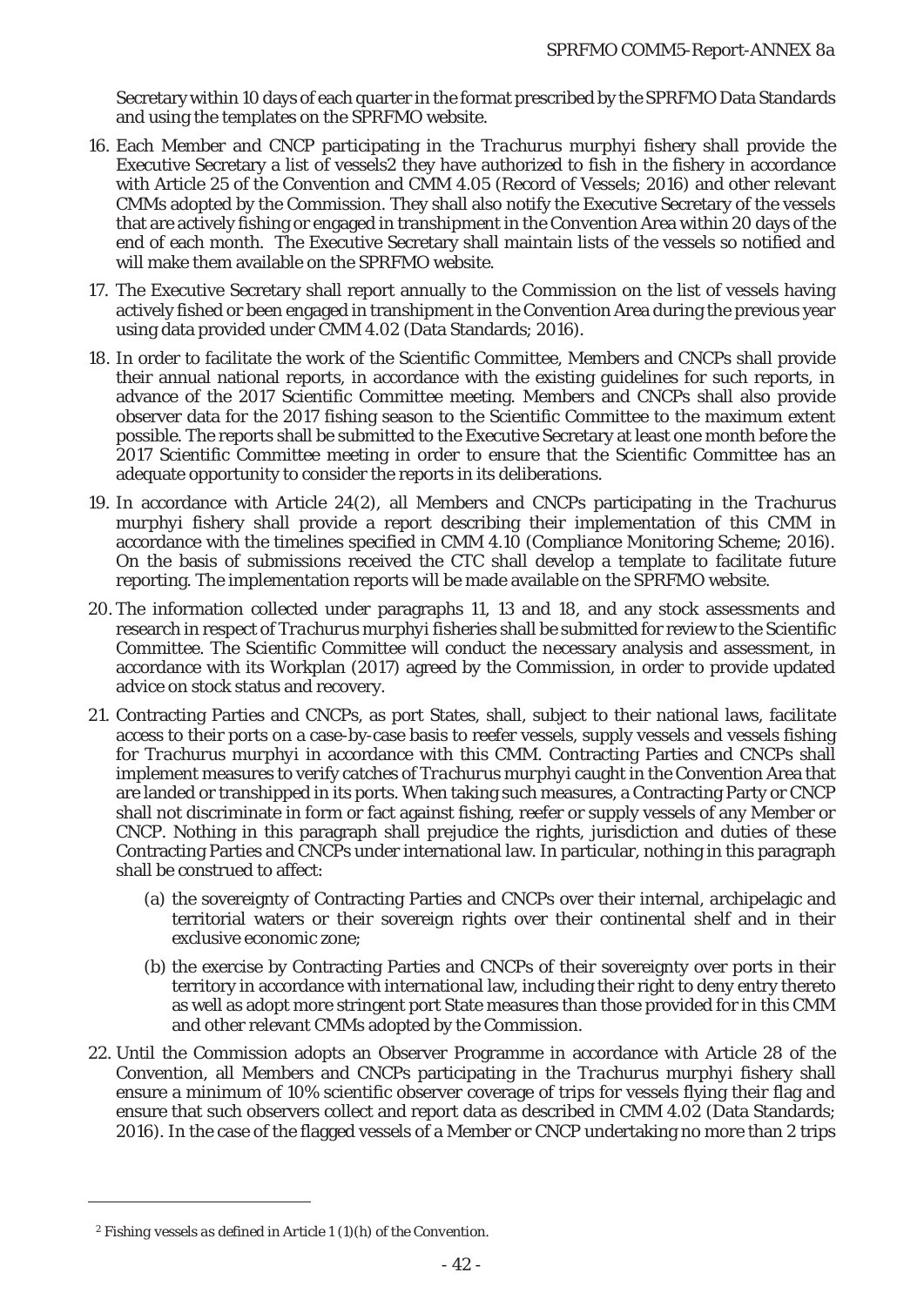Secretary within 10 days of each quarter in the format prescribed by the SPRFMO Data Standards and using the templates on the SPRFMO website.

16. Each Member and CNCP participating in the *Trachurus murphyi* fishery shall provide the Executive Secretary a list of vessels[2] they have authorized to fish in the fishery in accordance with Article 25 of the Convention and CMM 4.05 (Record of Vessels; 2016) and other relevant CMMs adopted by the Commission. They shall also notify the Executive Secretary of the vessels that are actively fishing or engaged in transhipment in the Convention Area within 20 days of the end of each month. The Executive Secretary shall maintain lists of the vessels so notified and will make them available on the SPRFMO website.

17. The Executive Secretary shall report annually to the Commission on the list of vessels having actively fished or been engaged in transhipment in the Convention Area during the previous year using data provided under CMM 4.02 (Data Standards; 2016).

18. In order to facilitate the work of the Scientific Committee, Members and CNCPs shall provide their annual national reports, in accordance with the existing guidelines for such reports, in advance of the 2017 Scientific Committee meeting. Members and CNCPs shall also provide observer data for the 2017 fishing season to the Scientific Committee to the maximum extent possible. The reports shall be submitted to the Executive Secretary at least one month before the 2017 Scientific Committee meeting in order to ensure that the Scientific Committee has an adequate opportunity to consider the reports in its deliberations.

19. In accordance with Article 24(2), all Members and CNCPs participating in the *Trachurus murphyi* fishery shall provide a report describing their implementation of this CMM in accordance with the timelines specified in CMM 4.10 (Compliance Monitoring Scheme; 2016). On the basis of submissions received the CTC shall develop a template to facilitate future reporting. The implementation reports will be made available on the SPRFMO website.

20. The information collected under paragraphs 11, 13 and 18, and any stock assessments and research in respect of *Trachurus murphyi* fisheries shall be submitted for review to the Scientific Committee. The Scientific Committee will conduct the necessary analysis and assessment, in accordance with its Workplan (2017) agreed by the Commission, in order to provide updated advice on stock status and recovery.

21. Contracting Parties and CNCPs, as port States, shall, subject to their national laws, facilitate access to their ports on a case-by-case basis to reefer vessels, supply vessels and vessels fishing for *Trachurus murphyi* in accordance with this CMM. Contracting Parties and CNCPs shall implement measures to verify catches of *Trachurus murphyi* caught in the Convention Area that are landed or transhipped in its ports. When taking such measures, a Contracting Party or CNCP shall not discriminate in form or fact against fishing, reefer or supply vessels of any Member or CNCP. Nothing in this paragraph shall prejudice the rights, jurisdiction and duties of these Contracting Parties and CNCPs under international law. In particular, nothing in this paragraph shall be construed to affect:

    (a) the sovereignty of Contracting Parties and CNCPs over their internal, archipelagic and territorial waters or their sovereign rights over their continental shelf and in their exclusive economic zone;

    (b) the exercise by Contracting Parties and CNCPs of their sovereignty over ports in their territory in accordance with international law, including their right to deny entry thereto as well as adopt more stringent port State measures than those provided for in this CMM and other relevant CMMs adopted by the Commission.

22. Until the Commission adopts an Observer Programme in accordance with Article 28 of the Convention, all Members and CNCPs participating in the *Trachurus murphyi* fishery shall ensure a minimum of 10% scientific observer coverage of trips for vessels flying their flag and ensure that such observers collect and report data as described in CMM 4.02 (Data Standards; 2016). In the case of the flagged vessels of a Member or CNCP undertaking no more than 2 trips

[2] Fishing vessels as defined in Article 1 (1)(h) of the Convention.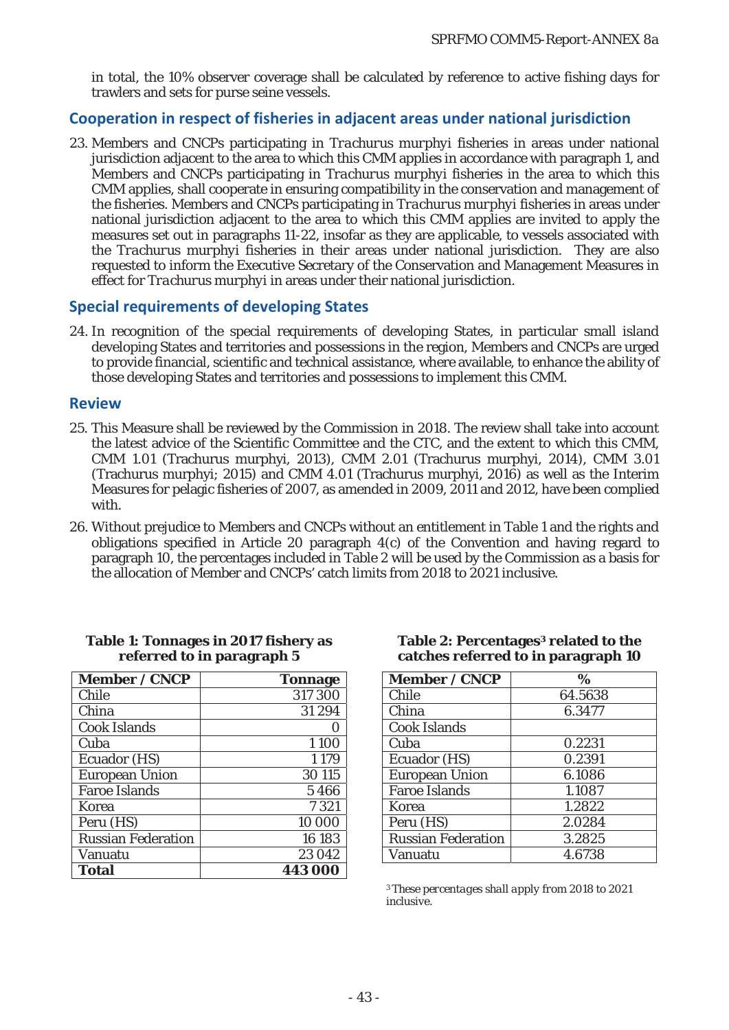in total, the 10% observer coverage shall be calculated by reference to active fishing days for trawlers and sets for purse seine vessels.

## Cooperation in respect of fisheries in adjacent areas under national jurisdiction

23. Members and CNCPs participating in *Trachurus murphyi* fisheries in areas under national jurisdiction adjacent to the area to which this CMM applies in accordance with paragraph 1, and Members and CNCPs participating in *Trachurus murphyi* fisheries in the area to which this CMM applies, shall cooperate in ensuring compatibility in the conservation and management of the fisheries. Members and CNCPs participating in *Trachurus murphyi* fisheries in areas under national jurisdiction adjacent to the area to which this CMM applies are invited to apply the measures set out in paragraphs 11-22, insofar as they are applicable, to vessels associated with the *Trachurus murphyi* fisheries in their areas under national jurisdiction. They are also requested to inform the Executive Secretary of the Conservation and Management Measures in effect for *Trachurus murphyi* in areas under their national jurisdiction.

## Special requirements of developing States

24. In recognition of the special requirements of developing States, in particular small island developing States and territories and possessions in the region, Members and CNCPs are urged to provide financial, scientific and technical assistance, where available, to enhance the ability of those developing States and territories and possessions to implement this CMM.

## Review

25. This Measure shall be reviewed by the Commission in 2018. The review shall take into account the latest advice of the Scientific Committee and the CTC, and the extent to which this CMM, CMM 1.01 (Trachurus murphyi, 2013), CMM 2.01 (Trachurus murphyi, 2014), CMM 3.01 (Trachurus murphyi; 2015) and CMM 4.01 (Trachurus murphyi, 2016) as well as the Interim Measures for pelagic fisheries of 2007, as amended in 2009, 2011 and 2012, have been complied with.

26. Without prejudice to Members and CNCPs without an entitlement in Table 1 and the rights and obligations specified in Article 20 paragraph 4(c) of the Convention and having regard to paragraph 10, the percentages included in Table 2 will be used by the Commission as a basis for the allocation of Member and CNCPs' catch limits from 2018 to 2021 inclusive.

**Table 1: Tonnages in 2017 fishery as referred to in paragraph 5**

| Member / CNCP | Tonnage |
|---|---|
| Chile | 317 300 |
| China | 31 294 |
| Cook Islands | 0 |
| Cuba | 1 100 |
| Ecuador (HS) | 1 179 |
| European Union | 30 115 |
| Faroe Islands | 5 466 |
| Korea | 7 321 |
| Peru (HS) | 10 000 |
| Russian Federation | 16 183 |
| Vanuatu | 23 042 |
| **Total** | **443 000** |

**Table 2: Percentages[3] related to the catches referred to in paragraph 10**

| Member / CNCP | % |
|---|---|
| Chile | 64.5638 |
| China | 6.3477 |
| Cook Islands | |
| Cuba | 0.2231 |
| Ecuador (HS) | 0.2391 |
| European Union | 6.1086 |
| Faroe Islands | 1.1087 |
| Korea | 1.2822 |
| Peru (HS) | 2.0284 |
| Russian Federation | 3.2825 |
| Vanuatu | 4.6738 |

[3] *These percentages shall apply from 2018 to 2021 inclusive.*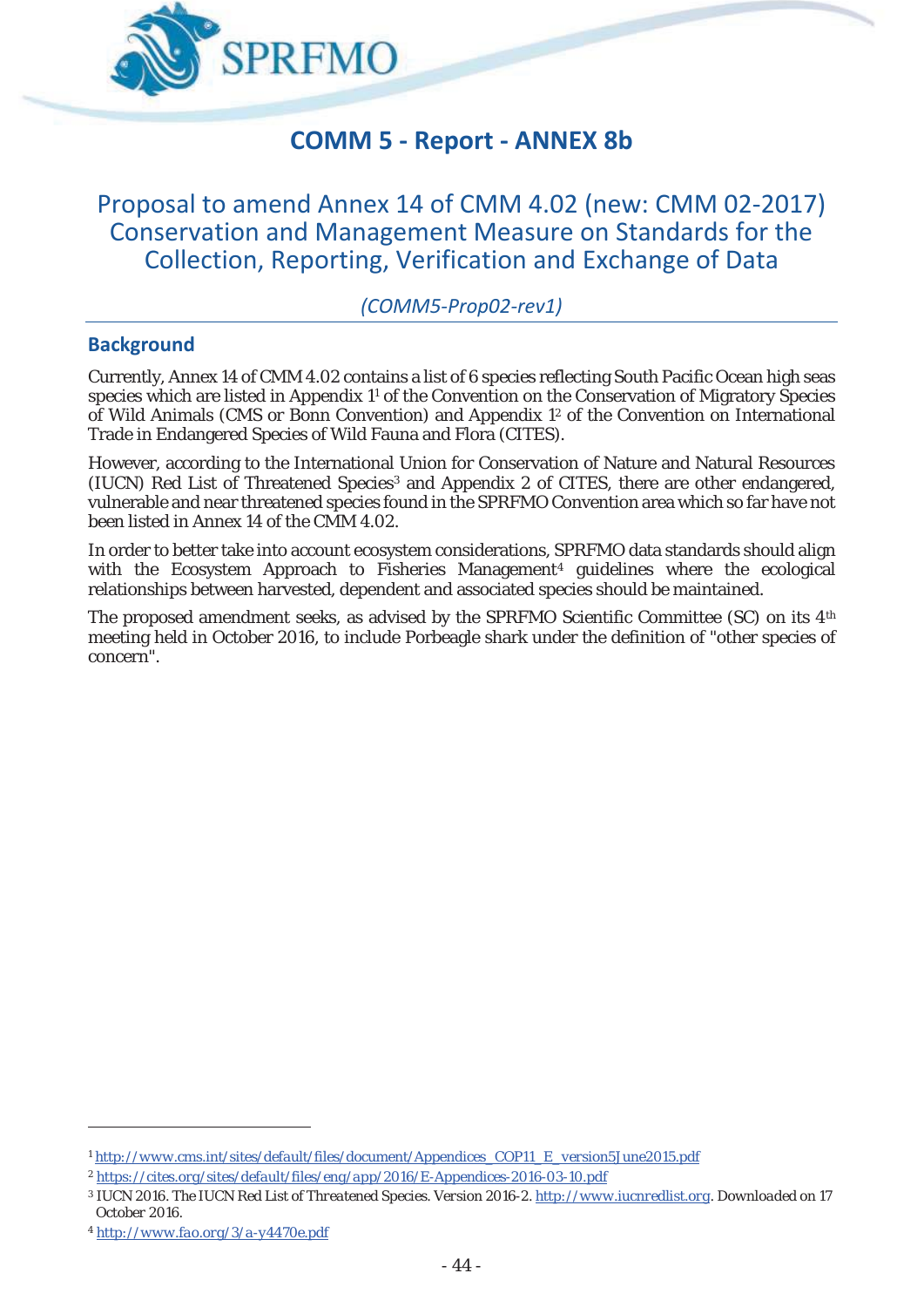# COMM 5 - Report - ANNEX 8b

## Proposal to amend Annex 14 of CMM 4.02 (new: CMM 02-2017) Conservation and Management Measure on Standards for the Collection, Reporting, Verification and Exchange of Data

*(COMM5-Prop02-rev1)*

### Background

Currently, Annex 14 of CMM 4.02 contains a list of 6 species reflecting South Pacific Ocean high seas species which are listed in Appendix 1[1] of the Convention on the Conservation of Migratory Species of Wild Animals (CMS or Bonn Convention) and Appendix 1[2] of the Convention on International Trade in Endangered Species of Wild Fauna and Flora (CITES).

However, according to the International Union for Conservation of Nature and Natural Resources (IUCN) Red List of Threatened Species[3] and Appendix 2 of CITES, there are other endangered, vulnerable and near threatened species found in the SPRFMO Convention area which so far have not been listed in Annex 14 of the CMM 4.02.

In order to better take into account ecosystem considerations, SPRFMO data standards should align with the Ecosystem Approach to Fisheries Management[4] guidelines where the ecological relationships between harvested, dependent and associated species should be maintained.

The proposed amendment seeks, as advised by the SPRFMO Scientific Committee (SC) on its 4th meeting held in October 2016, to include Porbeagle shark under the definition of "other species of concern".

---

[1] http://www.cms.int/sites/default/files/document/Appendices_COP11_E_version5June2015.pdf

[2] https://cites.org/sites/default/files/eng/app/2016/E-Appendices-2016-03-10.pdf

[3] IUCN 2016. The IUCN Red List of Threatened Species. Version 2016-2. http://www.iucnredlist.org. Downloaded on 17 October 2016.

[4] http://www.fao.org/3/a-y4470e.pdf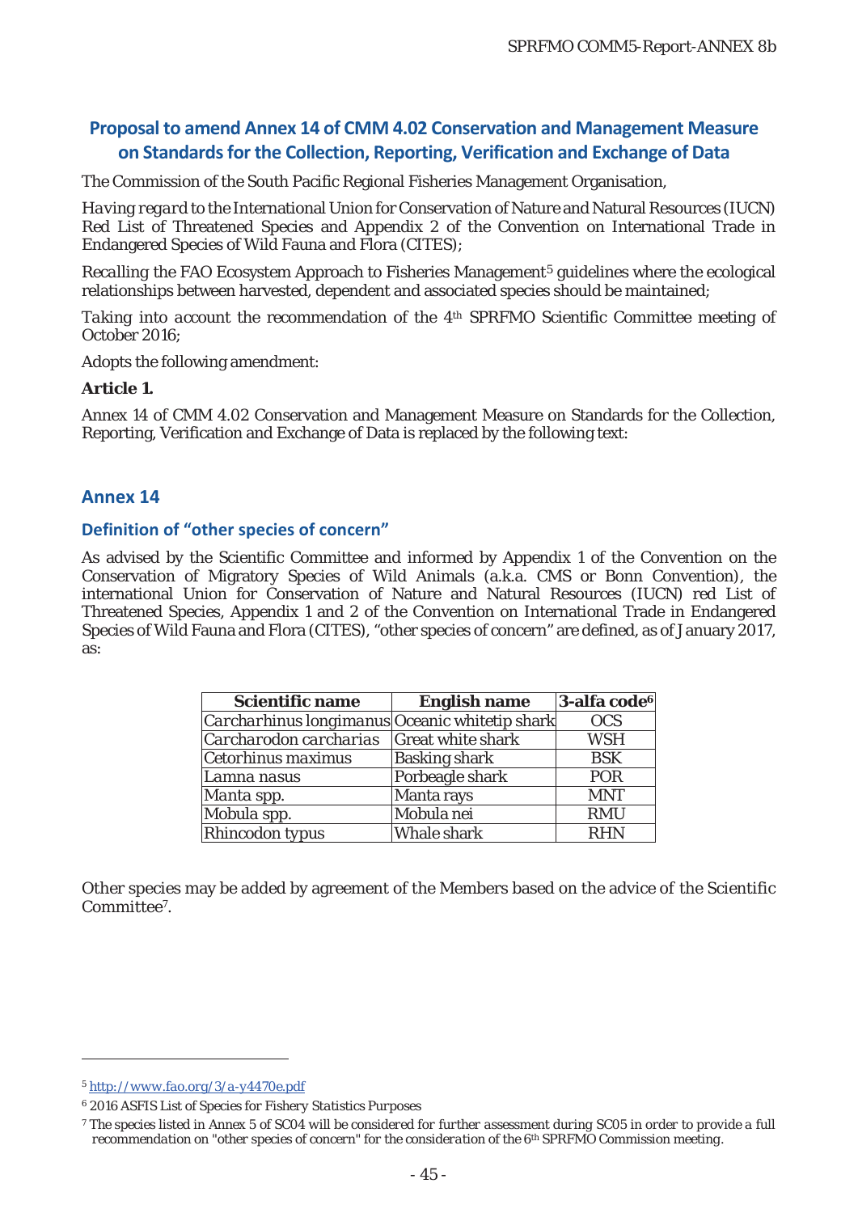## Proposal to amend Annex 14 of CMM 4.02 Conservation and Management Measure on Standards for the Collection, Reporting, Verification and Exchange of Data

The Commission of the South Pacific Regional Fisheries Management Organisation,

*Having regard* to the International Union for Conservation of Nature and Natural Resources (IUCN) Red List of Threatened Species and Appendix 2 of the Convention on International Trade in Endangered Species of Wild Fauna and Flora (CITES);

Recalling the FAO Ecosystem Approach to Fisheries Management[5] guidelines where the ecological relationships between harvested, dependent and associated species should be maintained;

*Taking into account* the recommendation of the 4th SPRFMO Scientific Committee meeting of October 2016;

Adopts the following amendment:

**Article 1.**

Annex 14 of CMM 4.02 Conservation and Management Measure on Standards for the Collection, Reporting, Verification and Exchange of Data is replaced by the following text:

## Annex 14

### Definition of "other species of concern"

As advised by the Scientific Committee and informed by Appendix 1 of the Convention on the Conservation of Migratory Species of Wild Animals (a.k.a. CMS or Bonn Convention), the international Union for Conservation of Nature and Natural Resources (IUCN) red List of Threatened Species, Appendix 1 and 2 of the Convention on International Trade in Endangered Species of Wild Fauna and Flora (CITES), "other species of concern" are defined, as of January 2017, as:

| Scientific name | English name | 3-alfa code[6] |
|---|---|---|
| *Carcharhinus longimanus* | Oceanic whitetip shark | OCS |
| *Carcharodon carcharias* | Great white shark | WSH |
| Cetorhinus maximus | Basking shark | BSK |
| *Lamna nasus* | Porbeagle shark | POR |
| *Manta* spp. | Manta rays | MNT |
| Mobula spp. | Mobula nei | RMU |
| Rhincodon typus | Whale shark | RHN |

Other species may be added by agreement of the Members based on the advice of the Scientific Committee[7].

---

[5] http://www.fao.org/3/a-y4470e.pdf

[6] 2016 ASFIS List of Species for Fishery Statistics Purposes

[7] The species listed in Annex 5 of SC04 will be considered for further assessment during SC05 in order to provide a full recommendation on "other species of concern" for the consideration of the 6th SPRFMO Commission meeting.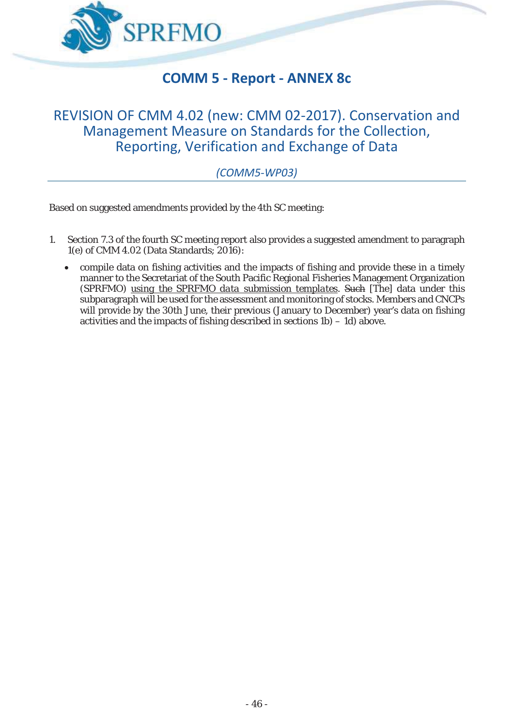# COMM 5 - Report - ANNEX 8c

## REVISION OF CMM 4.02 (new: CMM 02-2017). Conservation and Management Measure on Standards for the Collection, Reporting, Verification and Exchange of Data

*(COMM5-WP03)*

---

Based on suggested amendments provided by the 4th SC meeting:

1. Section 7.3 of the fourth SC meeting report also provides a suggested amendment to paragraph 1(e) of CMM 4.02 (Data Standards; 2016):

   - compile data on fishing activities and the impacts of fishing and provide these in a timely manner to the Secretariat of the South Pacific Regional Fisheries Management Organization (SPRFMO) <u>using the SPRFMO data submission templates</u>. ~~Such~~ [The] data under this subparagraph will be used for the assessment and monitoring of stocks. Members and CNCPs will provide by the 30th June, their previous (January to December) year's data on fishing activities and the impacts of fishing described in sections 1b) – 1d) above.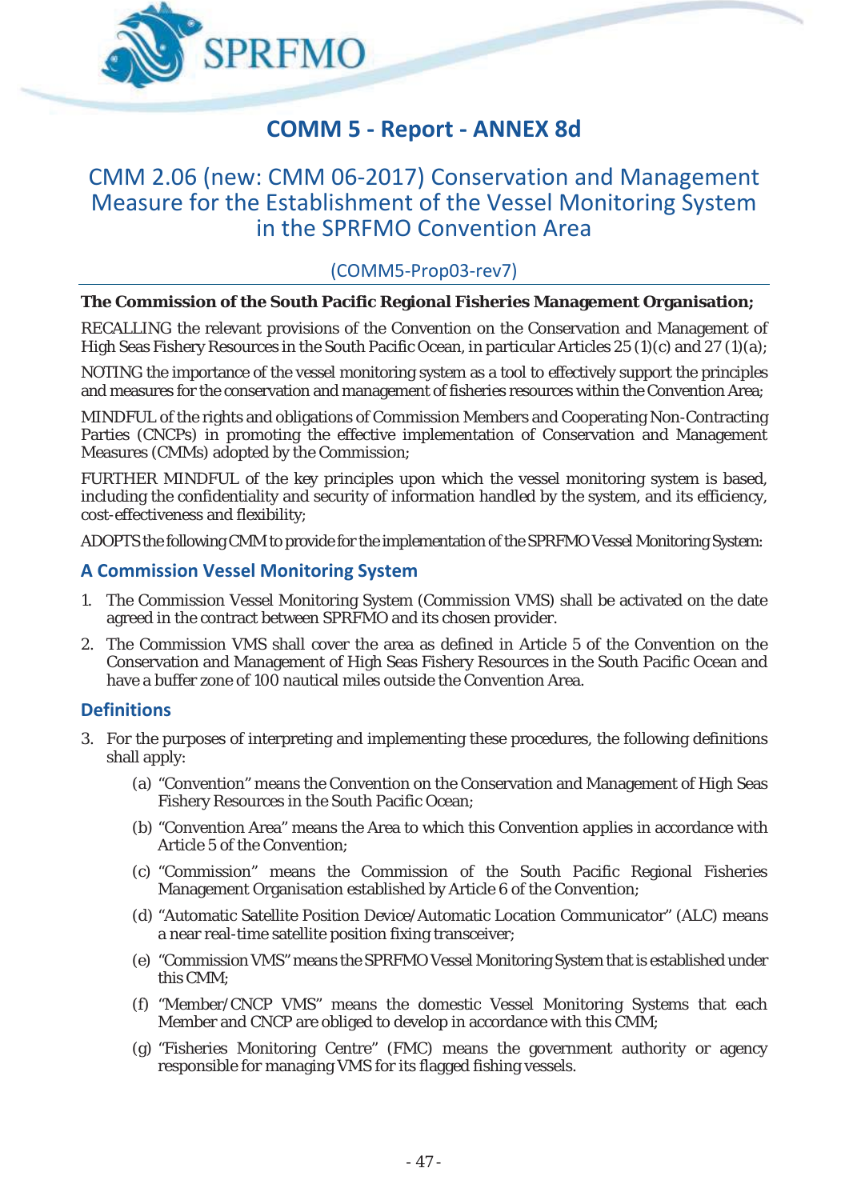# COMM 5 - Report - ANNEX 8d

## CMM 2.06 (new: CMM 06-2017) Conservation and Management Measure for the Establishment of the Vessel Monitoring System in the SPRFMO Convention Area

(COMM5-Prop03-rev7)

**The Commission of the South Pacific Regional Fisheries Management Organisation;**

RECALLING the relevant provisions of the Convention on the Conservation and Management of High Seas Fishery Resources in the South Pacific Ocean, in particular Articles 25 (1)(c) and 27 (1)(a);

NOTING the importance of the vessel monitoring system as a tool to effectively support the principles and measures for the conservation and management of fisheries resources within the Convention Area;

MINDFUL of the rights and obligations of Commission Members and Cooperating Non-Contracting Parties (CNCPs) in promoting the effective implementation of Conservation and Management Measures (CMMs) adopted by the Commission;

FURTHER MINDFUL of the key principles upon which the vessel monitoring system is based, including the confidentiality and security of information handled by the system, and its efficiency, cost-effectiveness and flexibility;

ADOPTS the following CMM to provide for the implementation of the SPRFMO Vessel Monitoring System:

### A Commission Vessel Monitoring System

1. The Commission Vessel Monitoring System (Commission VMS) shall be activated on the date agreed in the contract between SPRFMO and its chosen provider.
2. The Commission VMS shall cover the area as defined in Article 5 of the Convention on the Conservation and Management of High Seas Fishery Resources in the South Pacific Ocean and have a buffer zone of 100 nautical miles outside the Convention Area.

### Definitions

3. For the purposes of interpreting and implementing these procedures, the following definitions shall apply:
   - (a) "Convention" means the Convention on the Conservation and Management of High Seas Fishery Resources in the South Pacific Ocean;
   - (b) "Convention Area" means the Area to which this Convention applies in accordance with Article 5 of the Convention;
   - (c) "Commission" means the Commission of the South Pacific Regional Fisheries Management Organisation established by Article 6 of the Convention;
   - (d) "Automatic Satellite Position Device/Automatic Location Communicator" (ALC) means a near real-time satellite position fixing transceiver;
   - (e) "Commission VMS" means the SPRFMO Vessel Monitoring System that is established under this CMM;
   - (f) "Member/CNCP VMS" means the domestic Vessel Monitoring Systems that each Member and CNCP are obliged to develop in accordance with this CMM;
   - (g) "Fisheries Monitoring Centre" (FMC) means the government authority or agency responsible for managing VMS for its flagged fishing vessels.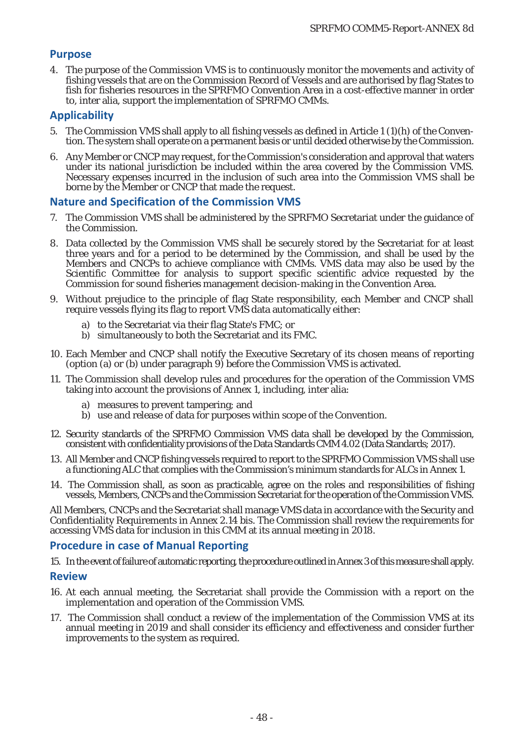## Purpose

4. The purpose of the Commission VMS is to continuously monitor the movements and activity of fishing vessels that are on the Commission Record of Vessels and are authorised by flag States to fish for fisheries resources in the SPRFMO Convention Area in a cost-effective manner in order to, inter alia, support the implementation of SPRFMO CMMs.

## Applicability

5. The Commission VMS shall apply to all fishing vessels as defined in Article 1 (1)(h) of the Convention. The system shall operate on a permanent basis or until decided otherwise by the Commission.

6. Any Member or CNCP may request, for the Commission's consideration and approval that waters under its national jurisdiction be included within the area covered by the Commission VMS. Necessary expenses incurred in the inclusion of such area into the Commission VMS shall be borne by the Member or CNCP that made the request.

## Nature and Specification of the Commission VMS

7. The Commission VMS shall be administered by the SPRFMO Secretariat under the guidance of the Commission.

8. Data collected by the Commission VMS shall be securely stored by the Secretariat for at least three years and for a period to be determined by the Commission, and shall be used by the Members and CNCPs to achieve compliance with CMMs. VMS data may also be used by the Scientific Committee for analysis to support specific scientific advice requested by the Commission for sound fisheries management decision-making in the Convention Area.

9. Without prejudice to the principle of flag State responsibility, each Member and CNCP shall require vessels flying its flag to report VMS data automatically either:

   a) to the Secretariat via their flag State's FMC; or
   b) simultaneously to both the Secretariat and its FMC.

10. Each Member and CNCP shall notify the Executive Secretary of its chosen means of reporting (option (a) or (b) under paragraph 9) before the Commission VMS is activated.

11. The Commission shall develop rules and procedures for the operation of the Commission VMS taking into account the provisions of Annex 1, including, inter alia:

    a) measures to prevent tampering; and
    b) use and release of data for purposes within scope of the Convention.

12. Security standards of the SPRFMO Commission VMS data shall be developed by the Commission, consistent with confidentiality provisions of the Data Standards CMM 4.02 (Data Standards; 2017).

13. All Member and CNCP fishing vessels required to report to the SPRFMO Commission VMS shall use a functioning ALC that complies with the Commission's minimum standards for ALCs in Annex 1.

14. The Commission shall, as soon as practicable, agree on the roles and responsibilities of fishing vessels, Members, CNCPs and the Commission Secretariat for the operation of the Commission VMS.

All Members, CNCPs and the Secretariat shall manage VMS data in accordance with the Security and Confidentiality Requirements in Annex 2.14 bis. The Commission shall review the requirements for accessing VMS data for inclusion in this CMM at its annual meeting in 2018.

## Procedure in case of Manual Reporting

15. In the event of failure of automatic reporting, the procedure outlined in Annex 3 of this measure shall apply.

## Review

16. At each annual meeting, the Secretariat shall provide the Commission with a report on the implementation and operation of the Commission VMS.

17. The Commission shall conduct a review of the implementation of the Commission VMS at its annual meeting in 2019 and shall consider its efficiency and effectiveness and consider further improvements to the system as required.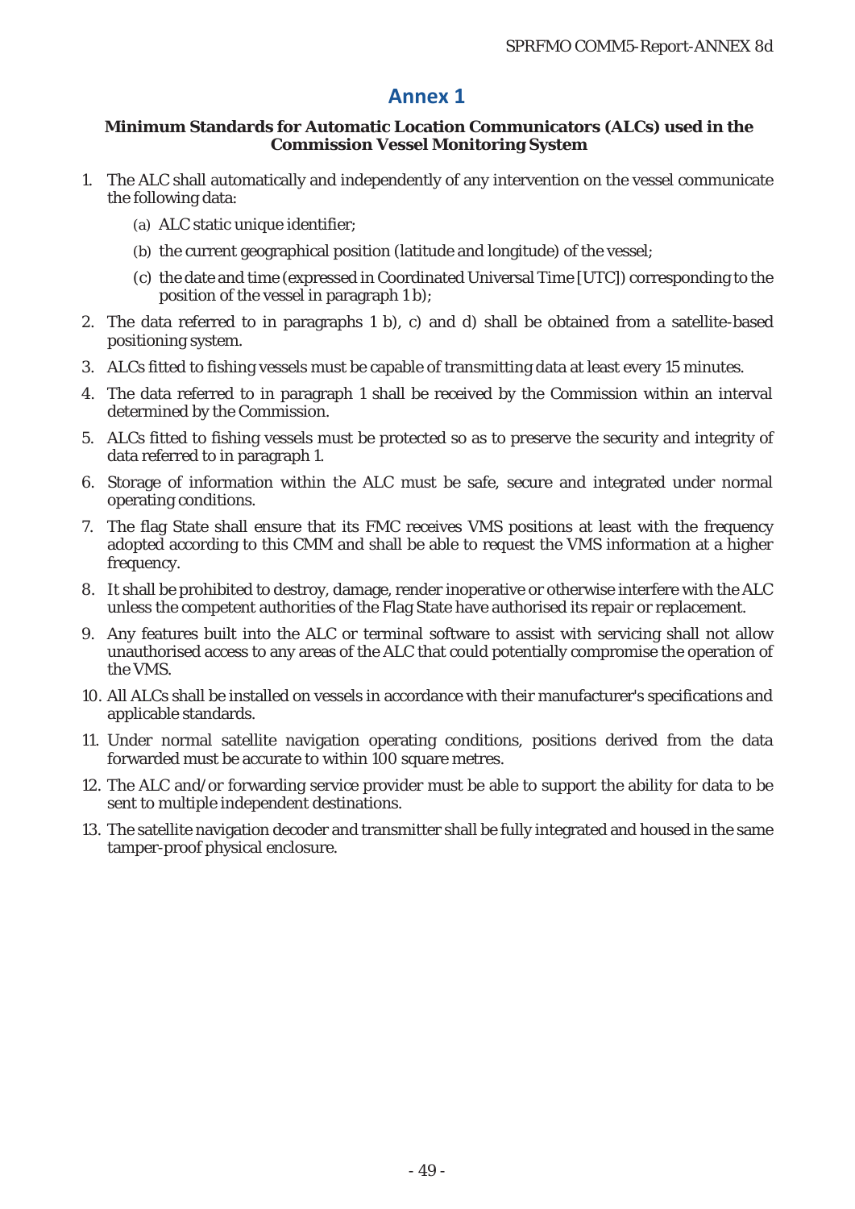# Annex 1

**Minimum Standards for Automatic Location Communicators (ALCs) used in the Commission Vessel Monitoring System**

1. The ALC shall automatically and independently of any intervention on the vessel communicate the following data:
   - (a) ALC static unique identifier;
   - (b) the current geographical position (latitude and longitude) of the vessel;
   - (c) the date and time (expressed in Coordinated Universal Time [UTC]) corresponding to the position of the vessel in paragraph 1 b);
2. The data referred to in paragraphs 1 b), c) and d) shall be obtained from a satellite-based positioning system.
3. ALCs fitted to fishing vessels must be capable of transmitting data at least every 15 minutes.
4. The data referred to in paragraph 1 shall be received by the Commission within an interval determined by the Commission.
5. ALCs fitted to fishing vessels must be protected so as to preserve the security and integrity of data referred to in paragraph 1.
6. Storage of information within the ALC must be safe, secure and integrated under normal operating conditions.
7. The flag State shall ensure that its FMC receives VMS positions at least with the frequency adopted according to this CMM and shall be able to request the VMS information at a higher frequency.
8. It shall be prohibited to destroy, damage, render inoperative or otherwise interfere with the ALC unless the competent authorities of the Flag State have authorised its repair or replacement.
9. Any features built into the ALC or terminal software to assist with servicing shall not allow unauthorised access to any areas of the ALC that could potentially compromise the operation of the VMS.
10. All ALCs shall be installed on vessels in accordance with their manufacturer's specifications and applicable standards.
11. Under normal satellite navigation operating conditions, positions derived from the data forwarded must be accurate to within 100 square metres.
12. The ALC and/or forwarding service provider must be able to support the ability for data to be sent to multiple independent destinations.
13. The satellite navigation decoder and transmitter shall be fully integrated and housed in the same tamper-proof physical enclosure.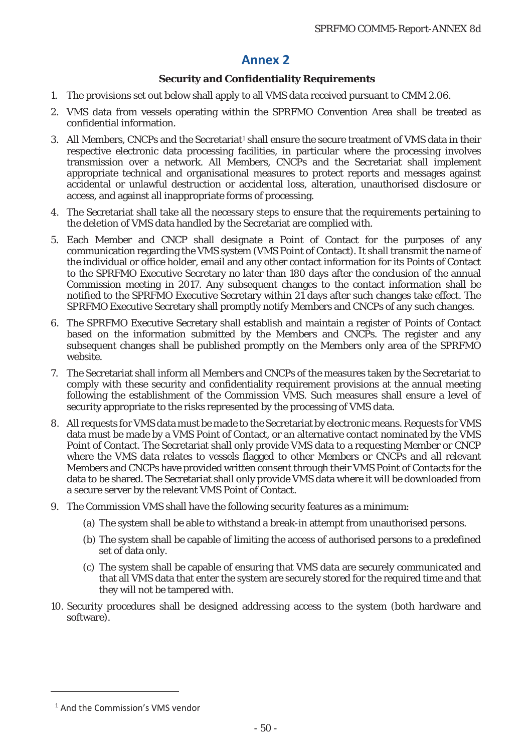# Annex 2

**Security and Confidentiality Requirements**

1. The provisions set out below shall apply to all VMS data received pursuant to CMM 2.06.

2. VMS data from vessels operating within the SPRFMO Convention Area shall be treated as confidential information.

3. All Members, CNCPs and the Secretariat[1] shall ensure the secure treatment of VMS data in their respective electronic data processing facilities, in particular where the processing involves transmission over a network. All Members, CNCPs and the Secretariat shall implement appropriate technical and organisational measures to protect reports and messages against accidental or unlawful destruction or accidental loss, alteration, unauthorised disclosure or access, and against all inappropriate forms of processing.

4. The Secretariat shall take all the necessary steps to ensure that the requirements pertaining to the deletion of VMS data handled by the Secretariat are complied with.

5. Each Member and CNCP shall designate a Point of Contact for the purposes of any communication regarding the VMS system (VMS Point of Contact). It shall transmit the name of the individual or office holder, email and any other contact information for its Points of Contact to the SPRFMO Executive Secretary no later than 180 days after the conclusion of the annual Commission meeting in 2017. Any subsequent changes to the contact information shall be notified to the SPRFMO Executive Secretary within 21 days after such changes take effect. The SPRFMO Executive Secretary shall promptly notify Members and CNCPs of any such changes.

6. The SPRFMO Executive Secretary shall establish and maintain a register of Points of Contact based on the information submitted by the Members and CNCPs. The register and any subsequent changes shall be published promptly on the Members only area of the SPRFMO website.

7. The Secretariat shall inform all Members and CNCPs of the measures taken by the Secretariat to comply with these security and confidentiality requirement provisions at the annual meeting following the establishment of the Commission VMS. Such measures shall ensure a level of security appropriate to the risks represented by the processing of VMS data.

8. All requests for VMS data must be made to the Secretariat by electronic means. Requests for VMS data must be made by a VMS Point of Contact, or an alternative contact nominated by the VMS Point of Contact. The Secretariat shall only provide VMS data to a requesting Member or CNCP where the VMS data relates to vessels flagged to other Members or CNCPs and all relevant Members and CNCPs have provided written consent through their VMS Point of Contacts for the data to be shared. The Secretariat shall only provide VMS data where it will be downloaded from a secure server by the relevant VMS Point of Contact.

9. The Commission VMS shall have the following security features as a minimum:
   
   (a) The system shall be able to withstand a break-in attempt from unauthorised persons.
   
   (b) The system shall be capable of limiting the access of authorised persons to a predefined set of data only.
   
   (c) The system shall be capable of ensuring that VMS data are securely communicated and that all VMS data that enter the system are securely stored for the required time and that they will not be tampered with.

10. Security procedures shall be designed addressing access to the system (both hardware and software).

[1] And the Commission's VMS vendor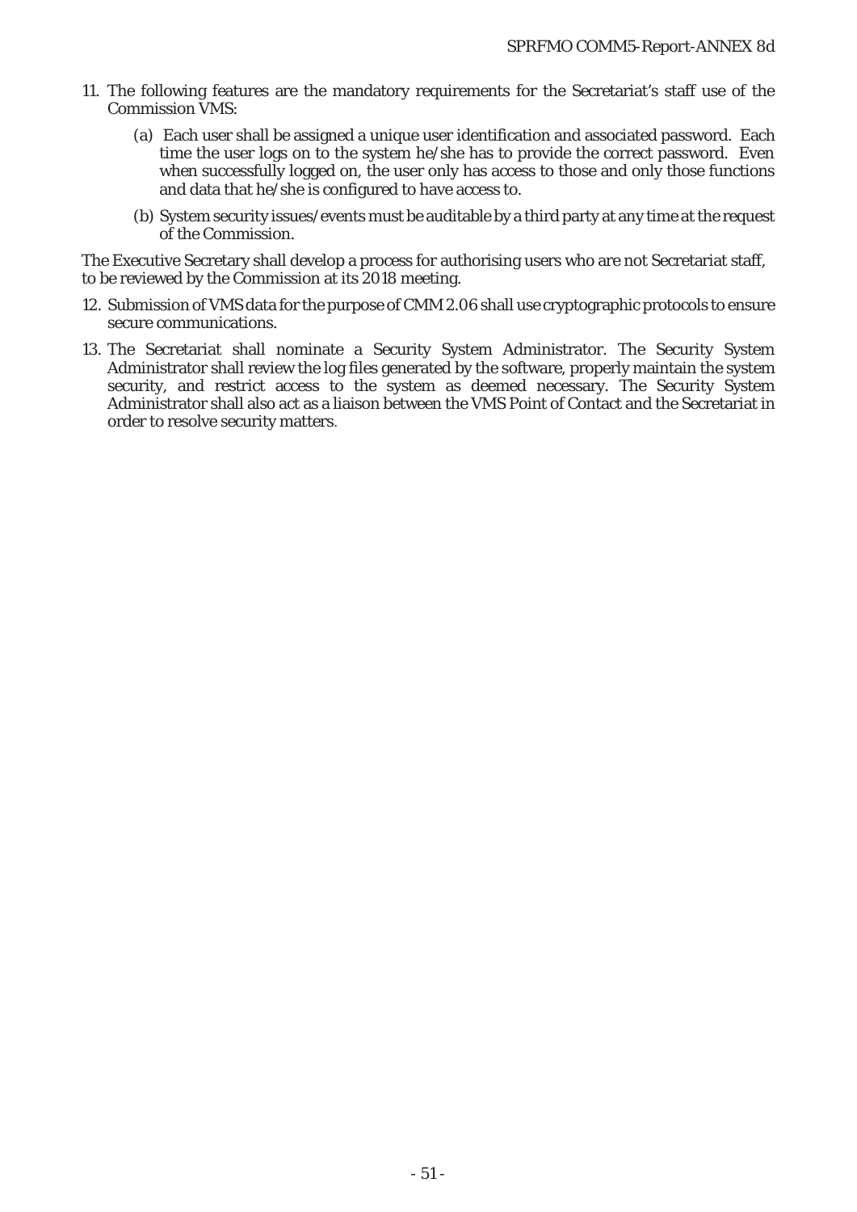11. The following features are the mandatory requirements for the Secretariat's staff use of the Commission VMS:

    (a) Each user shall be assigned a unique user identification and associated password. Each time the user logs on to the system he/she has to provide the correct password. Even when successfully logged on, the user only has access to those and only those functions and data that he/she is configured to have access to.

    (b) System security issues/events must be auditable by a third party at any time at the request of the Commission.

The Executive Secretary shall develop a process for authorising users who are not Secretariat staff, to be reviewed by the Commission at its 2018 meeting.

12. Submission of VMS data for the purpose of CMM 2.06 shall use cryptographic protocols to ensure secure communications.

13. The Secretariat shall nominate a Security System Administrator. The Security System Administrator shall review the log files generated by the software, properly maintain the system security, and restrict access to the system as deemed necessary. The Security System Administrator shall also act as a liaison between the VMS Point of Contact and the Secretariat in order to resolve security matters.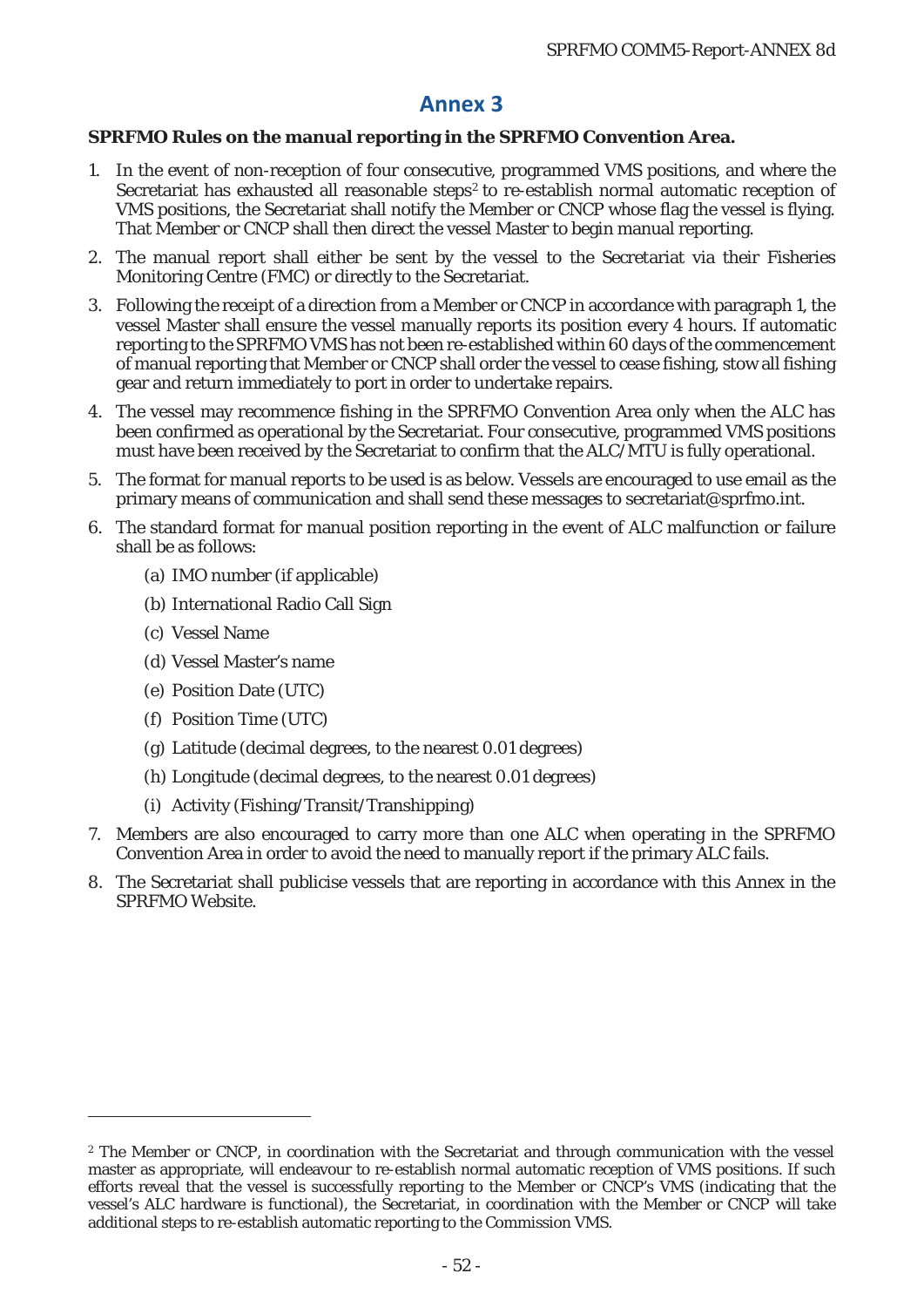# Annex 3

**SPRFMO Rules on the manual reporting in the SPRFMO Convention Area.**

1. In the event of non-reception of four consecutive, programmed VMS positions, and where the Secretariat has exhausted all reasonable steps[2] to re-establish normal automatic reception of VMS positions, the Secretariat shall notify the Member or CNCP whose flag the vessel is flying. That Member or CNCP shall then direct the vessel Master to begin manual reporting.
2. The manual report shall either be sent by the vessel to the Secretariat via their Fisheries Monitoring Centre (FMC) or directly to the Secretariat.
3. Following the receipt of a direction from a Member or CNCP in accordance with paragraph 1, the vessel Master shall ensure the vessel manually reports its position every 4 hours. If automatic reporting to the SPRFMO VMS has not been re-established within 60 days of the commencement of manual reporting that Member or CNCP shall order the vessel to cease fishing, stow all fishing gear and return immediately to port in order to undertake repairs.
4. The vessel may recommence fishing in the SPRFMO Convention Area only when the ALC has been confirmed as operational by the Secretariat. Four consecutive, programmed VMS positions must have been received by the Secretariat to confirm that the ALC/MTU is fully operational.
5. The format for manual reports to be used is as below. Vessels are encouraged to use email as the primary means of communication and shall send these messages to secretariat@sprfmo.int.
6. The standard format for manual position reporting in the event of ALC malfunction or failure shall be as follows:
   (a) IMO number (if applicable)
   (b) International Radio Call Sign
   (c) Vessel Name
   (d) Vessel Master's name
   (e) Position Date (UTC)
   (f) Position Time (UTC)
   (g) Latitude (decimal degrees, to the nearest 0.01 degrees)
   (h) Longitude (decimal degrees, to the nearest 0.01 degrees)
   (i) Activity (Fishing/Transit/Transhipping)
7. Members are also encouraged to carry more than one ALC when operating in the SPRFMO Convention Area in order to avoid the need to manually report if the primary ALC fails.
8. The Secretariat shall publicise vessels that are reporting in accordance with this Annex in the SPRFMO Website.

[2] The Member or CNCP, in coordination with the Secretariat and through communication with the vessel master as appropriate, will endeavour to re-establish normal automatic reception of VMS positions. If such efforts reveal that the vessel is successfully reporting to the Member or CNCP's VMS (indicating that the vessel's ALC hardware is functional), the Secretariat, in coordination with the Member or CNCP will take additional steps to re-establish automatic reporting to the Commission VMS.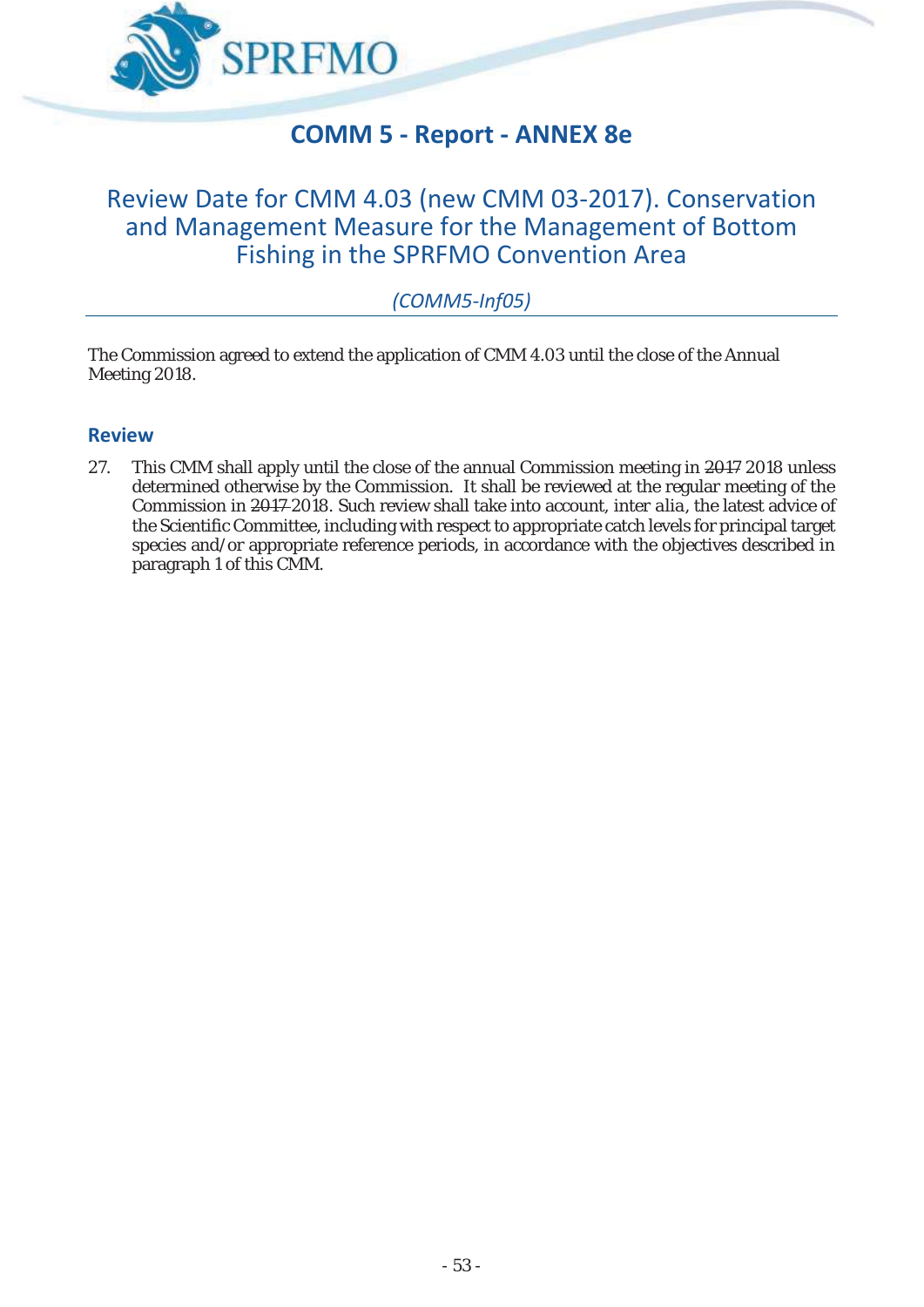# COMM 5 - Report - ANNEX 8e

## Review Date for CMM 4.03 (new CMM 03-2017). Conservation and Management Measure for the Management of Bottom Fishing in the SPRFMO Convention Area

*(COMM5-Inf05)*

The Commission agreed to extend the application of CMM 4.03 until the close of the Annual Meeting 2018.

### Review

27. This CMM shall apply until the close of the annual Commission meeting in ~~2017~~ 2018 unless determined otherwise by the Commission. It shall be reviewed at the regular meeting of the Commission in ~~2017~~ 2018. Such review shall take into account, inter *alia*, the latest advice of the Scientific Committee, including with respect to appropriate catch levels for principal target species and/or appropriate reference periods, in accordance with the objectives described in paragraph 1 of this CMM.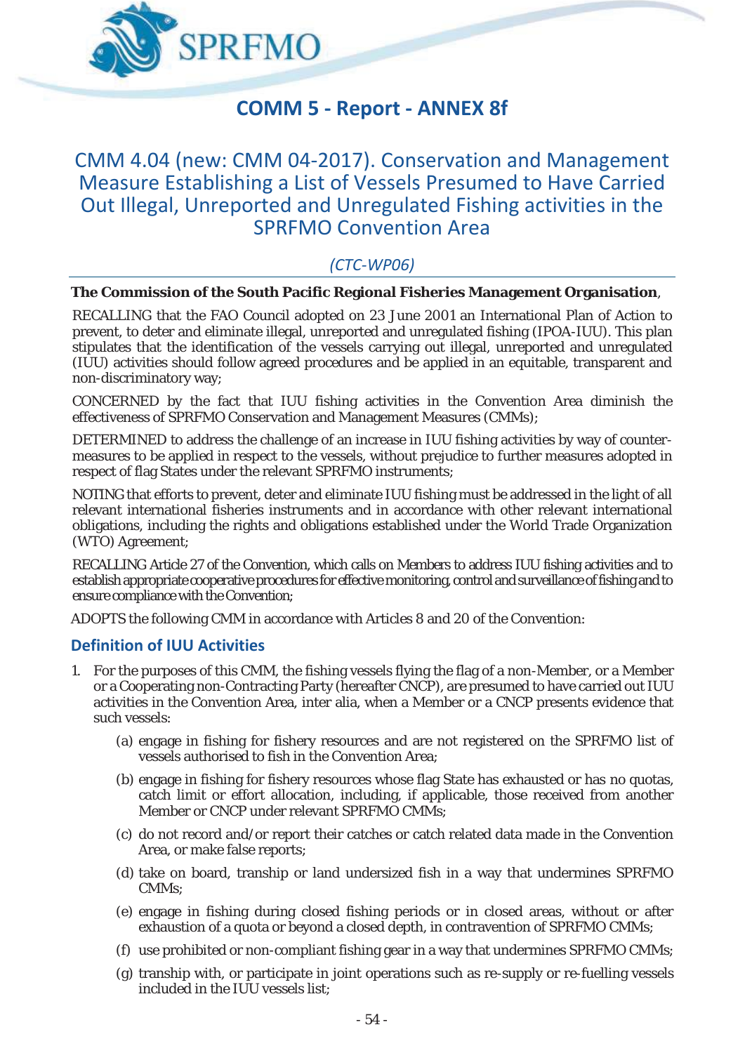# COMM 5 - Report - ANNEX 8f

## CMM 4.04 (new: CMM 04-2017). Conservation and Management Measure Establishing a List of Vessels Presumed to Have Carried Out Illegal, Unreported and Unregulated Fishing activities in the SPRFMO Convention Area

*(CTC-WP06)*

**The Commission of the South Pacific Regional Fisheries Management Organisation**,

RECALLING that the FAO Council adopted on 23 June 2001 an International Plan of Action to prevent, to deter and eliminate illegal, unreported and unregulated fishing (IPOA-IUU). This plan stipulates that the identification of the vessels carrying out illegal, unreported and unregulated (IUU) activities should follow agreed procedures and be applied in an equitable, transparent and non-discriminatory way;

CONCERNED by the fact that IUU fishing activities in the Convention Area diminish the effectiveness of SPRFMO Conservation and Management Measures (CMMs);

DETERMINED to address the challenge of an increase in IUU fishing activities by way of counter-measures to be applied in respect to the vessels, without prejudice to further measures adopted in respect of flag States under the relevant SPRFMO instruments;

NOTING that efforts to prevent, deter and eliminate IUU fishing must be addressed in the light of all relevant international fisheries instruments and in accordance with other relevant international obligations, including the rights and obligations established under the World Trade Organization (WTO) Agreement;

RECALLING Article 27 of the Convention, which calls on Members to address IUU fishing activities and to establish appropriate cooperative procedures for effective monitoring, control and surveillance of fishing and to ensure compliance with the Convention;

ADOPTS the following CMM in accordance with Articles 8 and 20 of the Convention:

### Definition of IUU Activities

1. For the purposes of this CMM, the fishing vessels flying the flag of a non-Member, or a Member or a Cooperating non-Contracting Party (hereafter CNCP), are presumed to have carried out IUU activities in the Convention Area, inter alia, when a Member or a CNCP presents evidence that such vessels:
   - (a) engage in fishing for fishery resources and are not registered on the SPRFMO list of vessels authorised to fish in the Convention Area;
   - (b) engage in fishing for fishery resources whose flag State has exhausted or has no quotas, catch limit or effort allocation, including, if applicable, those received from another Member or CNCP under relevant SPRFMO CMMs;
   - (c) do not record and/or report their catches or catch related data made in the Convention Area, or make false reports;
   - (d) take on board, tranship or land undersized fish in a way that undermines SPRFMO CMMs;
   - (e) engage in fishing during closed fishing periods or in closed areas, without or after exhaustion of a quota or beyond a closed depth, in contravention of SPRFMO CMMs;
   - (f) use prohibited or non-compliant fishing gear in a way that undermines SPRFMO CMMs;
   - (g) tranship with, or participate in joint operations such as re-supply or re-fuelling vessels included in the IUU vessels list;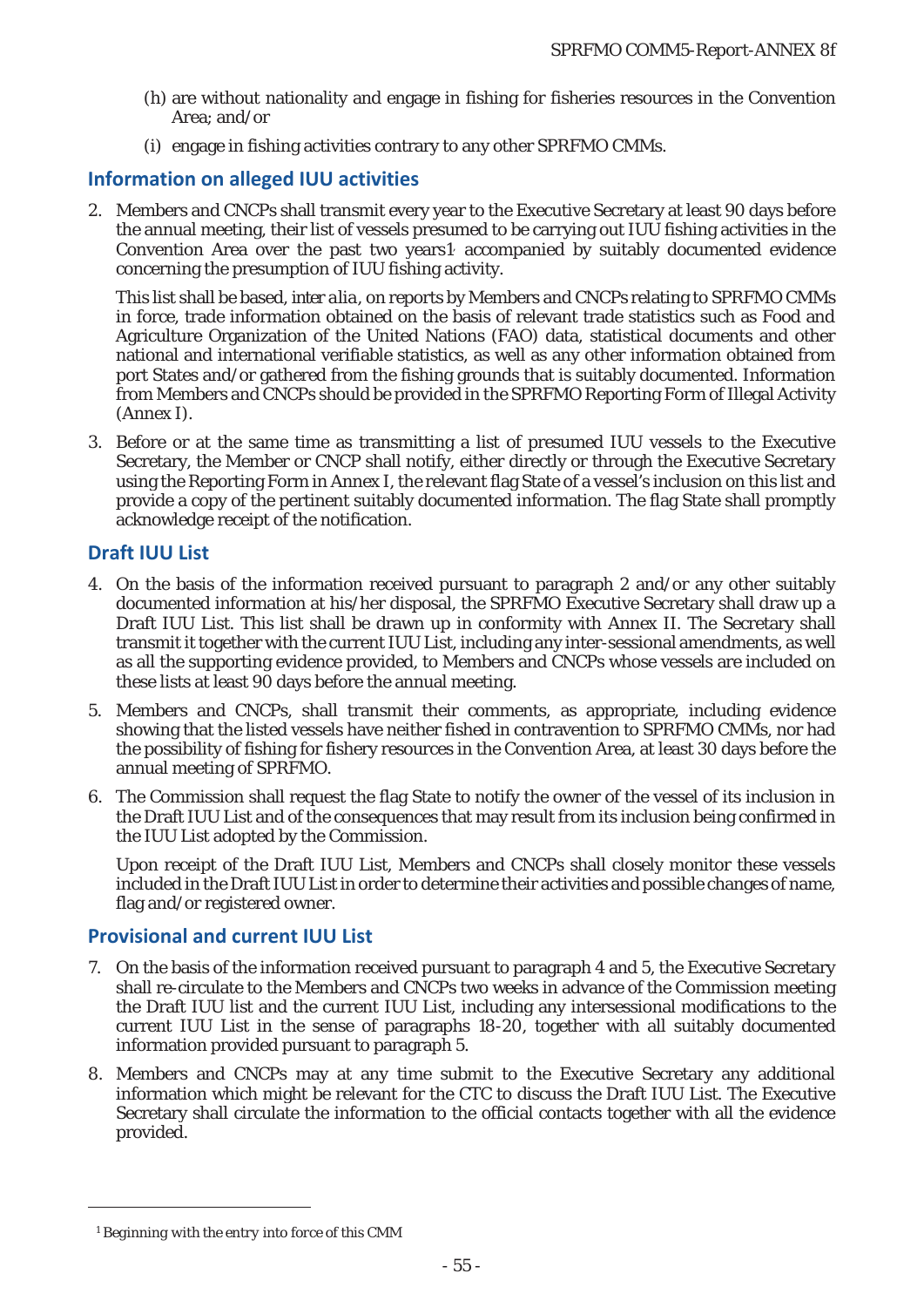(h) are without nationality and engage in fishing for fisheries resources in the Convention Area; and/or

(i) engage in fishing activities contrary to any other SPRFMO CMMs.

## Information on alleged IUU activities

2. Members and CNCPs shall transmit every year to the Executive Secretary at least 90 days before the annual meeting, their list of vessels presumed to be carrying out IUU fishing activities in the Convention Area over the past two years[1], accompanied by suitably documented evidence concerning the presumption of IUU fishing activity.

   This list shall be based, *inter alia*, on reports by Members and CNCPs relating to SPRFMO CMMs in force, trade information obtained on the basis of relevant trade statistics such as Food and Agriculture Organization of the United Nations (FAO) data, statistical documents and other national and international verifiable statistics, as well as any other information obtained from port States and/or gathered from the fishing grounds that is suitably documented. Information from Members and CNCPs should be provided in the SPRFMO Reporting Form of Illegal Activity (Annex I).

3. Before or at the same time as transmitting a list of presumed IUU vessels to the Executive Secretary, the Member or CNCP shall notify, either directly or through the Executive Secretary using the Reporting Form in Annex I, the relevant flag State of a vessel's inclusion on this list and provide a copy of the pertinent suitably documented information. The flag State shall promptly acknowledge receipt of the notification.

## Draft IUU List

4. On the basis of the information received pursuant to paragraph 2 and/or any other suitably documented information at his/her disposal, the SPRFMO Executive Secretary shall draw up a Draft IUU List. This list shall be drawn up in conformity with Annex II. The Secretary shall transmit it together with the current IUU List, including any inter-sessional amendments, as well as all the supporting evidence provided, to Members and CNCPs whose vessels are included on these lists at least 90 days before the annual meeting.

5. Members and CNCPs, shall transmit their comments, as appropriate, including evidence showing that the listed vessels have neither fished in contravention to SPRFMO CMMs, nor had the possibility of fishing for fishery resources in the Convention Area, at least 30 days before the annual meeting of SPRFMO.

6. The Commission shall request the flag State to notify the owner of the vessel of its inclusion in the Draft IUU List and of the consequences that may result from its inclusion being confirmed in the IUU List adopted by the Commission.

   Upon receipt of the Draft IUU List, Members and CNCPs shall closely monitor these vessels included in the Draft IUU List in order to determine their activities and possible changes of name, flag and/or registered owner.

## Provisional and current IUU List

7. On the basis of the information received pursuant to paragraph 4 and 5, the Executive Secretary shall re-circulate to the Members and CNCPs two weeks in advance of the Commission meeting the Draft IUU list and the current IUU List, including any intersessional modifications to the current IUU List in the sense of paragraphs 18-20, together with all suitably documented information provided pursuant to paragraph 5.

8. Members and CNCPs may at any time submit to the Executive Secretary any additional information which might be relevant for the CTC to discuss the Draft IUU List. The Executive Secretary shall circulate the information to the official contacts together with all the evidence provided.

---

[1] Beginning with the entry into force of this CMM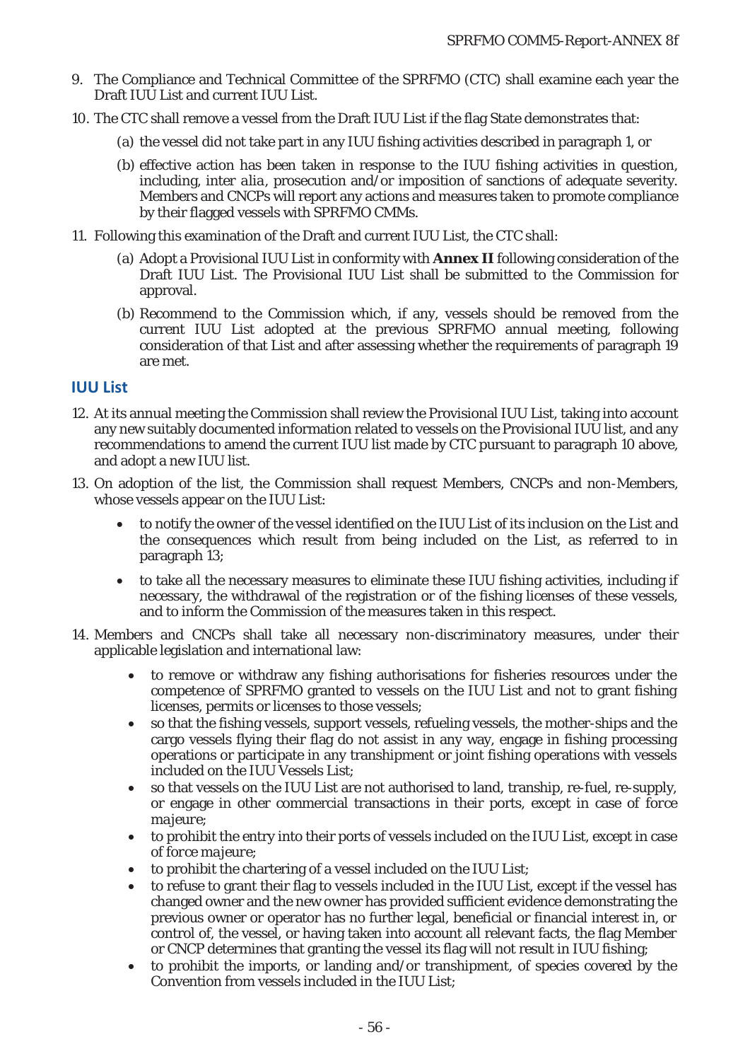9. The Compliance and Technical Committee of the SPRFMO (CTC) shall examine each year the Draft IUU List and current IUU List.

10. The CTC shall remove a vessel from the Draft IUU List if the flag State demonstrates that:

    (a) the vessel did not take part in any IUU fishing activities described in paragraph 1, or

    (b) effective action has been taken in response to the IUU fishing activities in question, including, *inter alia*, prosecution and/or imposition of sanctions of adequate severity. Members and CNCPs will report any actions and measures taken to promote compliance by their flagged vessels with SPRFMO CMMs.

11. Following this examination of the Draft and current IUU List, the CTC shall:

    (a) Adopt a Provisional IUU List in conformity with **Annex II** following consideration of the Draft IUU List. The Provisional IUU List shall be submitted to the Commission for approval.

    (b) Recommend to the Commission which, if any, vessels should be removed from the current IUU List adopted at the previous SPRFMO annual meeting, following consideration of that List and after assessing whether the requirements of paragraph 19 are met.

## IUU List

12. At its annual meeting the Commission shall review the Provisional IUU List, taking into account any new suitably documented information related to vessels on the Provisional IUU list, and any recommendations to amend the current IUU list made by CTC pursuant to paragraph 10 above, and adopt a new IUU list.

13. On adoption of the list, the Commission shall request Members, CNCPs and non-Members, whose vessels appear on the IUU List:

    - to notify the owner of the vessel identified on the IUU List of its inclusion on the List and the consequences which result from being included on the List, as referred to in paragraph 13;
    - to take all the necessary measures to eliminate these IUU fishing activities, including if necessary, the withdrawal of the registration or of the fishing licenses of these vessels, and to inform the Commission of the measures taken in this respect.

14. Members and CNCPs shall take all necessary non-discriminatory measures, under their applicable legislation and international law:

    - to remove or withdraw any fishing authorisations for fisheries resources under the competence of SPRFMO granted to vessels on the IUU List and not to grant fishing licenses, permits or licenses to those vessels;
    - so that the fishing vessels, support vessels, refueling vessels, the mother-ships and the cargo vessels flying their flag do not assist in any way, engage in fishing processing operations or participate in any transhipment or joint fishing operations with vessels included on the IUU Vessels List;
    - so that vessels on the IUU List are not authorised to land, tranship, re-fuel, re-supply, or engage in other commercial transactions in their ports, except in case of force *majeure*;
    - to prohibit the entry into their ports of vessels included on the IUU List, except in case of *force majeure*;
    - to prohibit the chartering of a vessel included on the IUU List;
    - to refuse to grant their flag to vessels included in the IUU List, except if the vessel has changed owner and the new owner has provided sufficient evidence demonstrating the previous owner or operator has no further legal, beneficial or financial interest in, or control of, the vessel, or having taken into account all relevant facts, the flag Member or CNCP determines that granting the vessel its flag will not result in IUU fishing;
    - to prohibit the imports, or landing and/or transhipment, of species covered by the Convention from vessels included in the IUU List;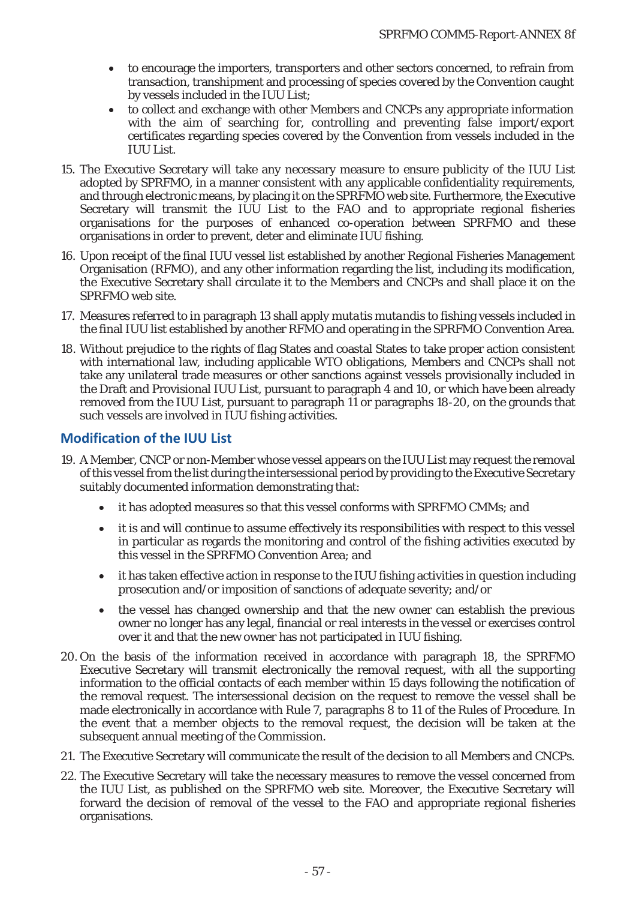- to encourage the importers, transporters and other sectors concerned, to refrain from transaction, transhipment and processing of species covered by the Convention caught by vessels included in the IUU List;
- to collect and exchange with other Members and CNCPs any appropriate information with the aim of searching for, controlling and preventing false import/export certificates regarding species covered by the Convention from vessels included in the IUU List.

15. The Executive Secretary will take any necessary measure to ensure publicity of the IUU List adopted by SPRFMO, in a manner consistent with any applicable confidentiality requirements, and through electronic means, by placing it on the SPRFMO web site. Furthermore, the Executive Secretary will transmit the IUU List to the FAO and to appropriate regional fisheries organisations for the purposes of enhanced co-operation between SPRFMO and these organisations in order to prevent, deter and eliminate IUU fishing.

16. Upon receipt of the final IUU vessel list established by another Regional Fisheries Management Organisation (RFMO), and any other information regarding the list, including its modification, the Executive Secretary shall circulate it to the Members and CNCPs and shall place it on the SPRFMO web site.

17. Measures referred to in paragraph 13 shall apply *mutatis mutandis* to fishing vessels included in the final IUU list established by another RFMO and operating in the SPRFMO Convention Area.

18. Without prejudice to the rights of flag States and coastal States to take proper action consistent with international law, including applicable WTO obligations, Members and CNCPs shall not take any unilateral trade measures or other sanctions against vessels provisionally included in the Draft and Provisional IUU List, pursuant to paragraph 4 and 10, or which have been already removed from the IUU List, pursuant to paragraph 11 or paragraphs 18-20, on the grounds that such vessels are involved in IUU fishing activities.

## Modification of the IUU List

19. A Member, CNCP or non-Member whose vessel appears on the IUU List may request the removal of this vessel from the list during the intersessional period by providing to the Executive Secretary suitably documented information demonstrating that:
    - it has adopted measures so that this vessel conforms with SPRFMO CMMs; and
    - it is and will continue to assume effectively its responsibilities with respect to this vessel in particular as regards the monitoring and control of the fishing activities executed by this vessel in the SPRFMO Convention Area; and
    - it has taken effective action in response to the IUU fishing activities in question including prosecution and/or imposition of sanctions of adequate severity; and/or
    - the vessel has changed ownership and that the new owner can establish the previous owner no longer has any legal, financial or real interests in the vessel or exercises control over it and that the new owner has not participated in IUU fishing.

20. On the basis of the information received in accordance with paragraph 18, the SPRFMO Executive Secretary will transmit electronically the removal request, with all the supporting information to the official contacts of each member within 15 days following the notification of the removal request. The intersessional decision on the request to remove the vessel shall be made electronically in accordance with Rule 7, paragraphs 8 to 11 of the Rules of Procedure. In the event that a member objects to the removal request, the decision will be taken at the subsequent annual meeting of the Commission.

21. The Executive Secretary will communicate the result of the decision to all Members and CNCPs.

22. The Executive Secretary will take the necessary measures to remove the vessel concerned from the IUU List, as published on the SPRFMO web site. Moreover, the Executive Secretary will forward the decision of removal of the vessel to the FAO and appropriate regional fisheries organisations.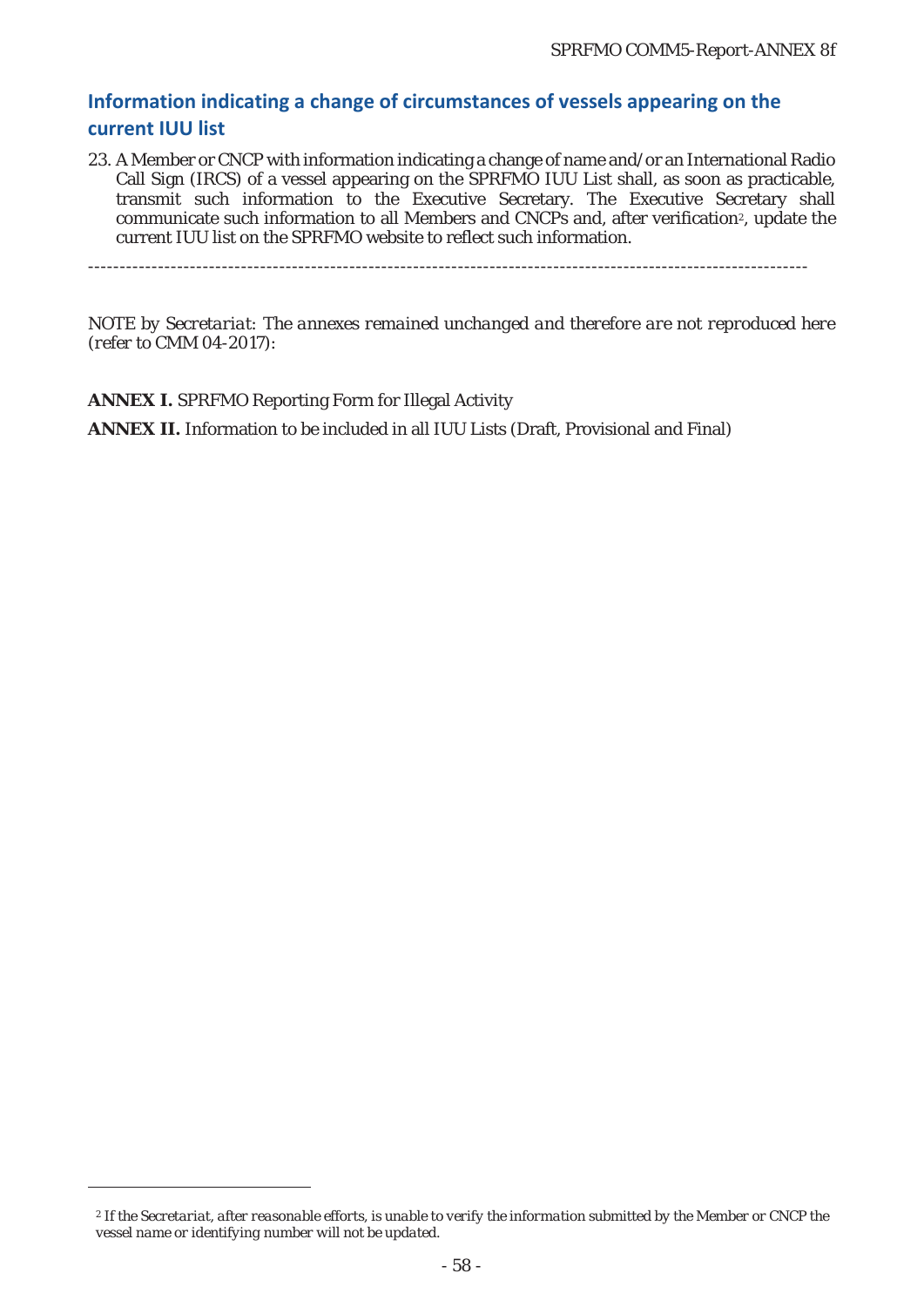## Information indicating a change of circumstances of vessels appearing on the current IUU list

23. A Member or CNCP with information indicating a change of name and/or an International Radio Call Sign (IRCS) of a vessel appearing on the SPRFMO IUU List shall, as soon as practicable, transmit such information to the Executive Secretary. The Executive Secretary shall communicate such information to all Members and CNCPs and, after verification[2], update the current IUU list on the SPRFMO website to reflect such information.

---

*NOTE by Secretariat: The annexes remained unchanged and therefore are not reproduced here (refer to CMM 04-2017):*

**ANNEX I.** SPRFMO Reporting Form for Illegal Activity

**ANNEX II.** Information to be included in all IUU Lists (Draft, Provisional and Final)

---

[2] *If the Secretariat, after reasonable efforts, is unable to verify the information submitted by the Member or CNCP the vessel name or identifying number will not be updated.*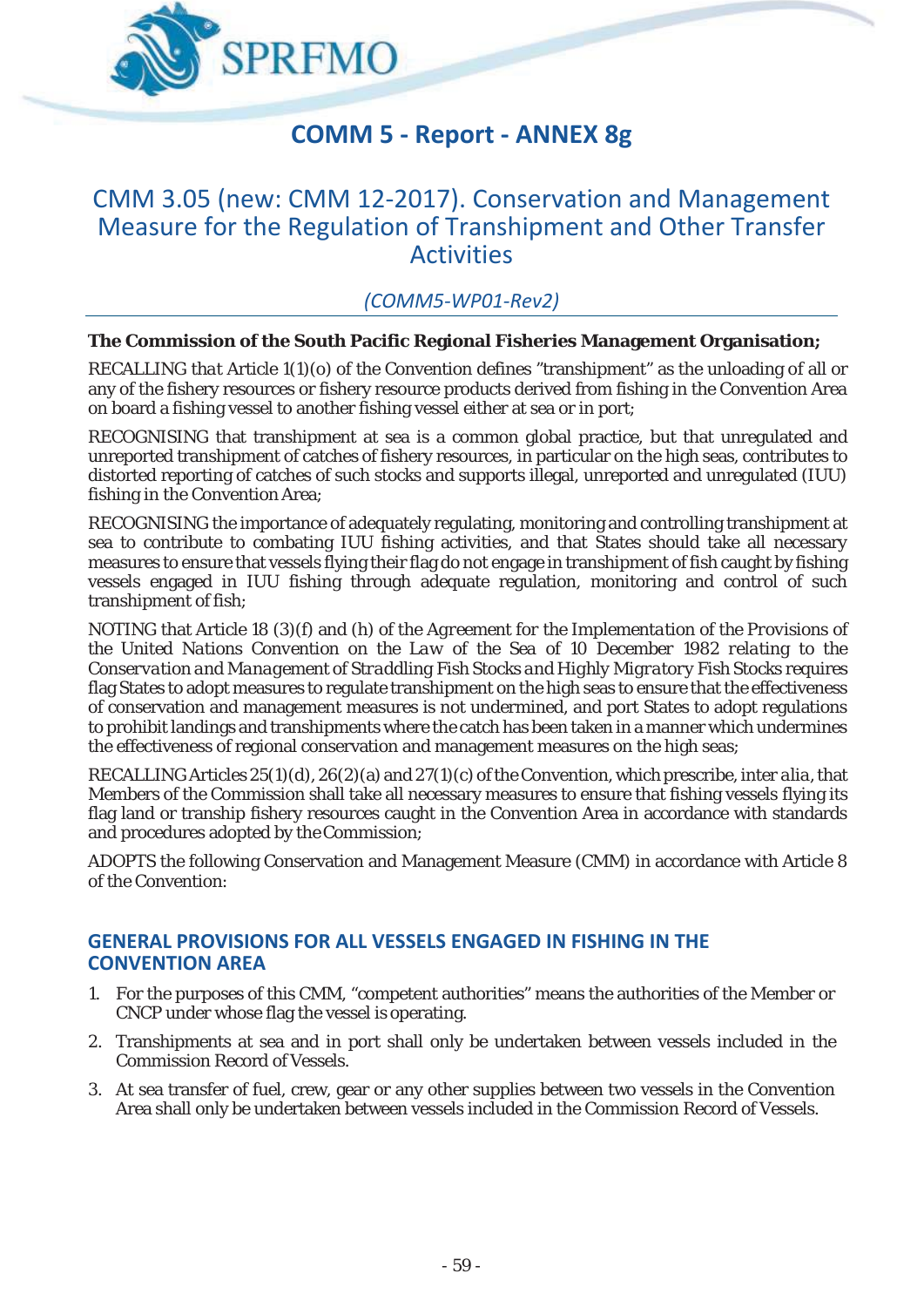# COMM 5 - Report - ANNEX 8g

## CMM 3.05 (new: CMM 12-2017). Conservation and Management Measure for the Regulation of Transhipment and Other Transfer Activities

*(COMM5-WP01-Rev2)*

**The Commission of the South Pacific Regional Fisheries Management Organisation;**

RECALLING that Article 1(1)(o) of the Convention defines "transhipment" as the unloading of all or any of the fishery resources or fishery resource products derived from fishing in the Convention Area on board a fishing vessel to another fishing vessel either at sea or in port;

RECOGNISING that transhipment at sea is a common global practice, but that unregulated and unreported transhipment of catches of fishery resources, in particular on the high seas, contributes to distorted reporting of catches of such stocks and supports illegal, unreported and unregulated (IUU) fishing in the Convention Area;

RECOGNISING the importance of adequately regulating, monitoring and controlling transhipment at sea to contribute to combating IUU fishing activities, and that States should take all necessary measures to ensure that vessels flying their flag do not engage in transhipment of fish caught by fishing vessels engaged in IUU fishing through adequate regulation, monitoring and control of such transhipment of fish;

NOTING that Article 18 (3)(f) and (h) of the *Agreement for the Implementation of the Provisions of the United Nations Convention on the Law of the Sea of 10 December 1982 relating to the Conservation and Management of Straddling Fish Stocks and Highly Migratory Fish Stocks* requires flag States to adopt measures to regulate transhipment on the high seas to ensure that the effectiveness of conservation and management measures is not undermined, and port States to adopt regulations to prohibit landings and transhipments where the catch has been taken in a manner which undermines the effectiveness of regional conservation and management measures on the high seas;

RECALLING Articles 25(1)(d), 26(2)(a) and 27(1)(c) of the Convention, which prescribe, *inter alia*, that Members of the Commission shall take all necessary measures to ensure that fishing vessels flying its flag land or tranship fishery resources caught in the Convention Area in accordance with standards and procedures adopted by the Commission;

ADOPTS the following Conservation and Management Measure (CMM) in accordance with Article 8 of the Convention:

### GENERAL PROVISIONS FOR ALL VESSELS ENGAGED IN FISHING IN THE CONVENTION AREA

1. For the purposes of this CMM, "competent authorities" means the authorities of the Member or CNCP under whose flag the vessel is operating.
2. Transhipments at sea and in port shall only be undertaken between vessels included in the Commission Record of Vessels.
3. At sea transfer of fuel, crew, gear or any other supplies between two vessels in the Convention Area shall only be undertaken between vessels included in the Commission Record of Vessels.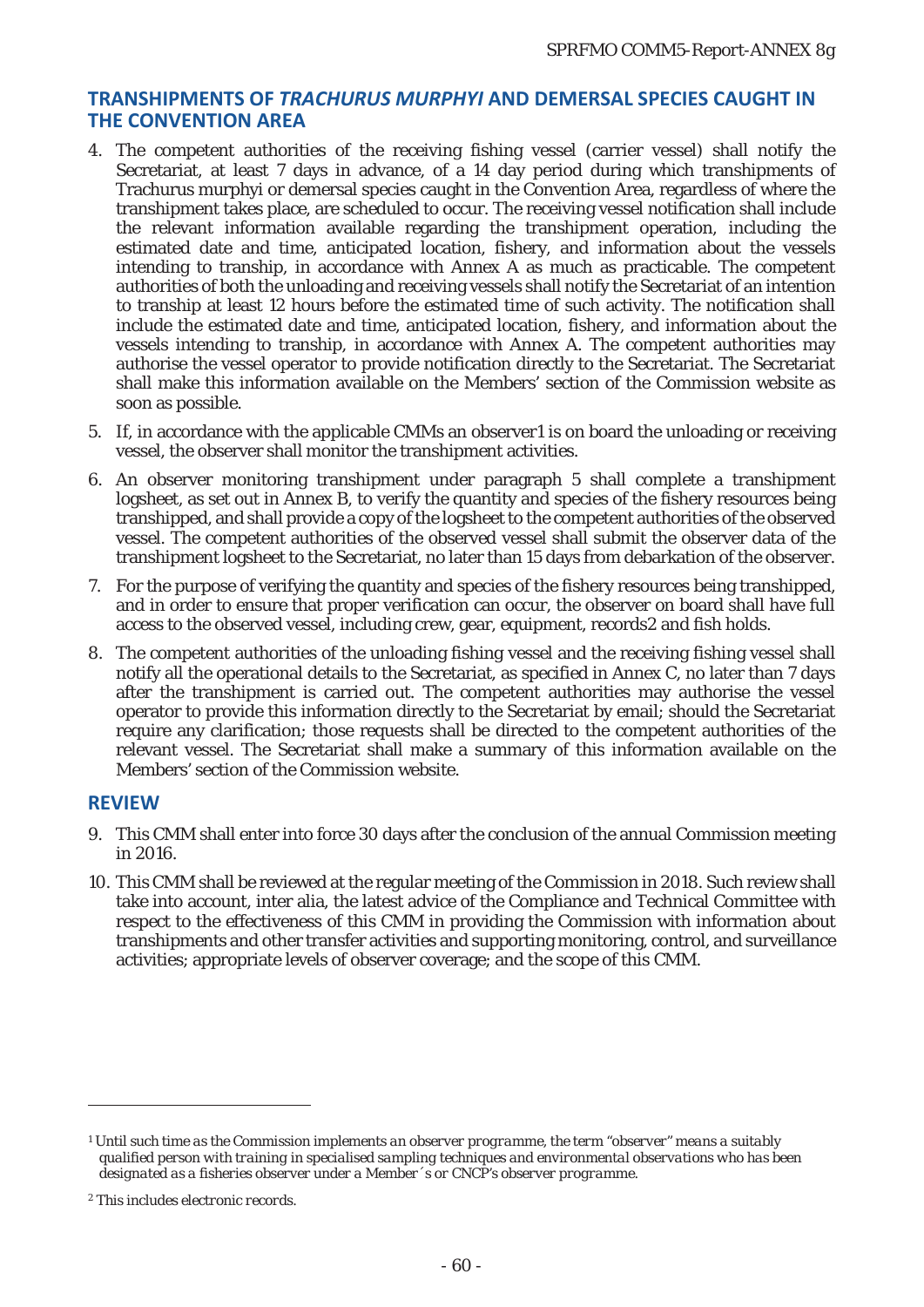## TRANSHIPMENTS OF *TRACHURUS MURPHYI* AND DEMERSAL SPECIES CAUGHT IN THE CONVENTION AREA

4. The competent authorities of the receiving fishing vessel (carrier vessel) shall notify the Secretariat, at least 7 days in advance, of a 14 day period during which transhipments of Trachurus murphyi or demersal species caught in the Convention Area, regardless of where the transhipment takes place, are scheduled to occur. The receiving vessel notification shall include the relevant information available regarding the transhipment operation, including the estimated date and time, anticipated location, fishery, and information about the vessels intending to tranship, in accordance with Annex A as much as practicable. The competent authorities of both the unloading and receiving vessels shall notify the Secretariat of an intention to tranship at least 12 hours before the estimated time of such activity. The notification shall include the estimated date and time, anticipated location, fishery, and information about the vessels intending to tranship, in accordance with Annex A. The competent authorities may authorise the vessel operator to provide notification directly to the Secretariat. The Secretariat shall make this information available on the Members' section of the Commission website as soon as possible.

5. If, in accordance with the applicable CMMs an observer[1] is on board the unloading or receiving vessel, the observer shall monitor the transhipment activities.

6. An observer monitoring transhipment under paragraph 5 shall complete a transhipment logsheet, as set out in Annex B, to verify the quantity and species of the fishery resources being transhipped, and shall provide a copy of the logsheet to the competent authorities of the observed vessel. The competent authorities of the observed vessel shall submit the observer data of the transhipment logsheet to the Secretariat, no later than 15 days from debarkation of the observer.

7. For the purpose of verifying the quantity and species of the fishery resources being transhipped, and in order to ensure that proper verification can occur, the observer on board shall have full access to the observed vessel, including crew, gear, equipment, records[2] and fish holds.

8. The competent authorities of the unloading fishing vessel and the receiving fishing vessel shall notify all the operational details to the Secretariat, as specified in Annex C, no later than 7 days after the transhipment is carried out. The competent authorities may authorise the vessel operator to provide this information directly to the Secretariat by email; should the Secretariat require any clarification; those requests shall be directed to the competent authorities of the relevant vessel. The Secretariat shall make a summary of this information available on the Members' section of the Commission website.

## REVIEW

9. This CMM shall enter into force 30 days after the conclusion of the annual Commission meeting in 2016.

10. This CMM shall be reviewed at the regular meeting of the Commission in 2018. Such review shall take into account, inter alia, the latest advice of the Compliance and Technical Committee with respect to the effectiveness of this CMM in providing the Commission with information about transhipments and other transfer activities and supporting monitoring, control, and surveillance activities; appropriate levels of observer coverage; and the scope of this CMM.

---

[1] *Until such time as the Commission implements an observer programme, the term "observer" means a suitably qualified person with training in specialised sampling techniques and environmental observations who has been designated as a fisheries observer under a Member´s or CNCP's observer programme.*

[2] *This includes electronic records.*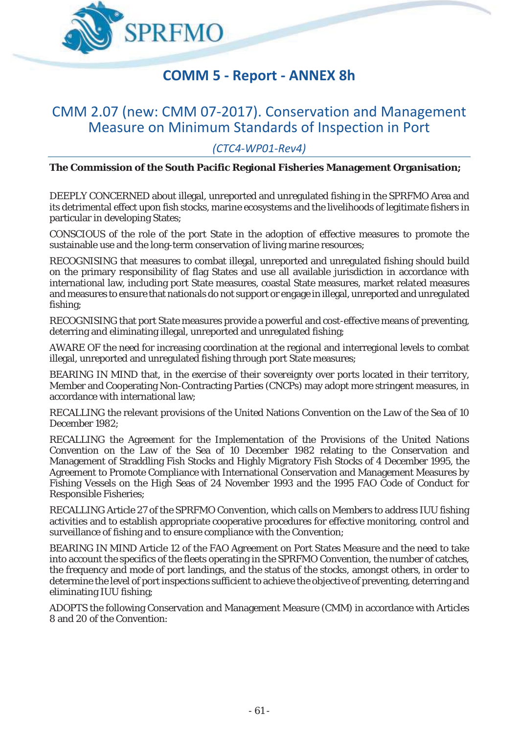# COMM 5 - Report - ANNEX 8h

## CMM 2.07 (new: CMM 07-2017). Conservation and Management Measure on Minimum Standards of Inspection in Port

*(CTC4-WP01-Rev4)*

**The Commission of the South Pacific Regional Fisheries Management Organisation;**

DEEPLY CONCERNED about illegal, unreported and unregulated fishing in the SPRFMO Area and its detrimental effect upon fish stocks, marine ecosystems and the livelihoods of legitimate fishers in particular in developing States;

CONSCIOUS of the role of the port State in the adoption of effective measures to promote the sustainable use and the long-term conservation of living marine resources;

RECOGNISING that measures to combat illegal, unreported and unregulated fishing should build on the primary responsibility of flag States and use all available jurisdiction in accordance with international law, including port State measures, coastal State measures, market related measures and measures to ensure that nationals do not support or engage in illegal, unreported and unregulated fishing;

RECOGNISING that port State measures provide a powerful and cost-effective means of preventing, deterring and eliminating illegal, unreported and unregulated fishing;

AWARE OF the need for increasing coordination at the regional and interregional levels to combat illegal, unreported and unregulated fishing through port State measures;

BEARING IN MIND that, in the exercise of their sovereignty over ports located in their territory, Member and Cooperating Non-Contracting Parties (CNCPs) may adopt more stringent measures, in accordance with international law;

RECALLING the relevant provisions of the United Nations Convention on the Law of the Sea of 10 December 1982;

RECALLING the Agreement for the Implementation of the Provisions of the United Nations Convention on the Law of the Sea of 10 December 1982 relating to the Conservation and Management of Straddling Fish Stocks and Highly Migratory Fish Stocks of 4 December 1995, the Agreement to Promote Compliance with International Conservation and Management Measures by Fishing Vessels on the High Seas of 24 November 1993 and the 1995 FAO Code of Conduct for Responsible Fisheries;

RECALLING Article 27 of the SPRFMO Convention, which calls on Members to address IUU fishing activities and to establish appropriate cooperative procedures for effective monitoring, control and surveillance of fishing and to ensure compliance with the Convention;

BEARING IN MIND Article 12 of the FAO Agreement on Port States Measure and the need to take into account the specifics of the fleets operating in the SPRFMO Convention, the number of catches, the frequency and mode of port landings, and the status of the stocks, amongst others, in order to determine the level of port inspections sufficient to achieve the objective of preventing, deterring and eliminating IUU fishing;

ADOPTS the following Conservation and Management Measure (CMM) in accordance with Articles 8 and 20 of the Convention: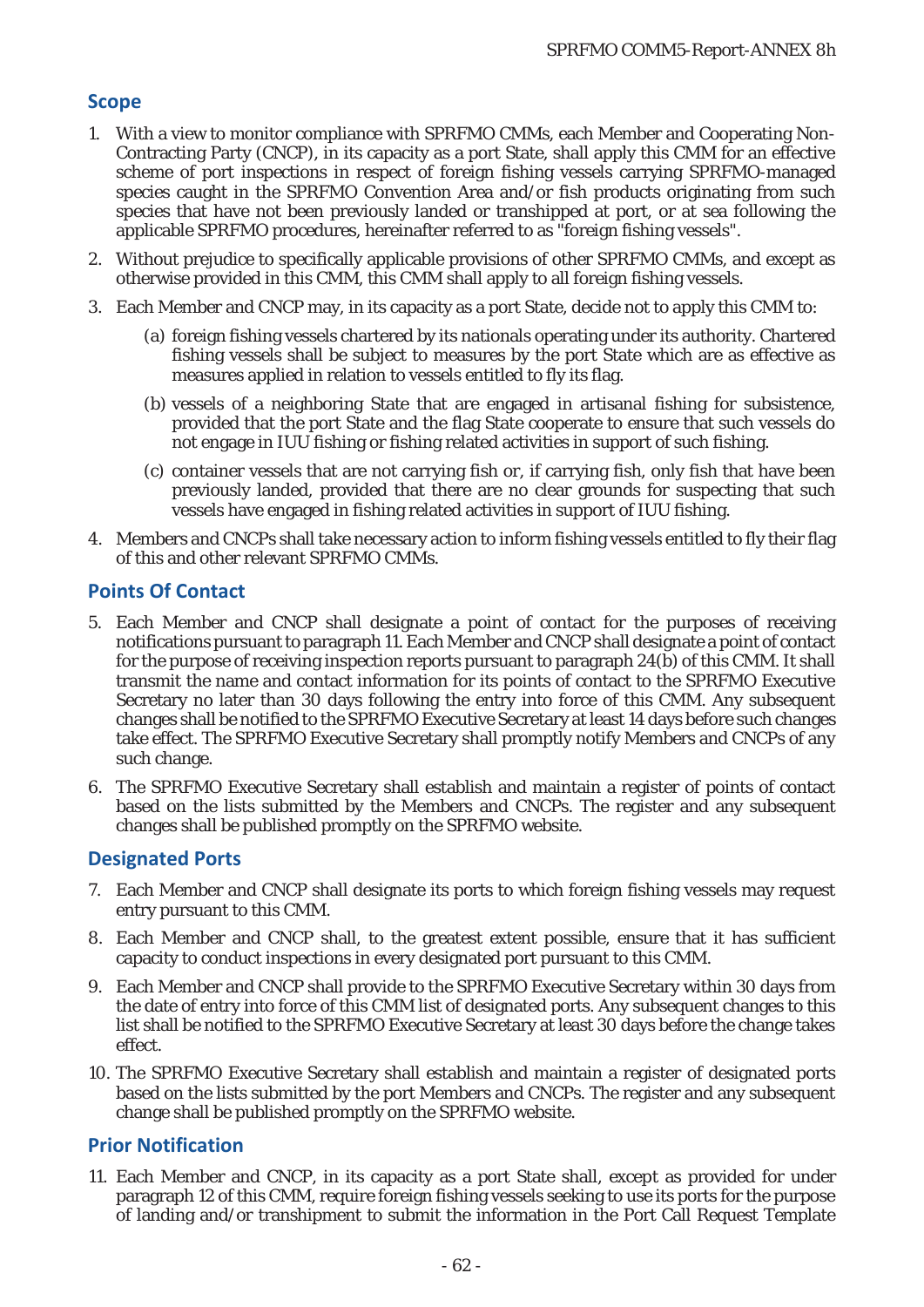## Scope

1. With a view to monitor compliance with SPRFMO CMMs, each Member and Cooperating Non-Contracting Party (CNCP), in its capacity as a port State, shall apply this CMM for an effective scheme of port inspections in respect of foreign fishing vessels carrying SPRFMO-managed species caught in the SPRFMO Convention Area and/or fish products originating from such species that have not been previously landed or transhipped at port, or at sea following the applicable SPRFMO procedures, hereinafter referred to as "foreign fishing vessels".
2. Without prejudice to specifically applicable provisions of other SPRFMO CMMs, and except as otherwise provided in this CMM, this CMM shall apply to all foreign fishing vessels.
3. Each Member and CNCP may, in its capacity as a port State, decide not to apply this CMM to:
   - (a) foreign fishing vessels chartered by its nationals operating under its authority. Chartered fishing vessels shall be subject to measures by the port State which are as effective as measures applied in relation to vessels entitled to fly its flag.
   - (b) vessels of a neighboring State that are engaged in artisanal fishing for subsistence, provided that the port State and the flag State cooperate to ensure that such vessels do not engage in IUU fishing or fishing related activities in support of such fishing.
   - (c) container vessels that are not carrying fish or, if carrying fish, only fish that have been previously landed, provided that there are no clear grounds for suspecting that such vessels have engaged in fishing related activities in support of IUU fishing.
4. Members and CNCPs shall take necessary action to inform fishing vessels entitled to fly their flag of this and other relevant SPRFMO CMMs.

## Points Of Contact

5. Each Member and CNCP shall designate a point of contact for the purposes of receiving notifications pursuant to paragraph 11. Each Member and CNCP shall designate a point of contact for the purpose of receiving inspection reports pursuant to paragraph 24(b) of this CMM. It shall transmit the name and contact information for its points of contact to the SPRFMO Executive Secretary no later than 30 days following the entry into force of this CMM. Any subsequent changes shall be notified to the SPRFMO Executive Secretary at least 14 days before such changes take effect. The SPRFMO Executive Secretary shall promptly notify Members and CNCPs of any such change.
6. The SPRFMO Executive Secretary shall establish and maintain a register of points of contact based on the lists submitted by the Members and CNCPs. The register and any subsequent changes shall be published promptly on the SPRFMO website.

## Designated Ports

7. Each Member and CNCP shall designate its ports to which foreign fishing vessels may request entry pursuant to this CMM.
8. Each Member and CNCP shall, to the greatest extent possible, ensure that it has sufficient capacity to conduct inspections in every designated port pursuant to this CMM.
9. Each Member and CNCP shall provide to the SPRFMO Executive Secretary within 30 days from the date of entry into force of this CMM list of designated ports. Any subsequent changes to this list shall be notified to the SPRFMO Executive Secretary at least 30 days before the change takes effect.
10. The SPRFMO Executive Secretary shall establish and maintain a register of designated ports based on the lists submitted by the port Members and CNCPs. The register and any subsequent change shall be published promptly on the SPRFMO website.

## Prior Notification

11. Each Member and CNCP, in its capacity as a port State shall, except as provided for under paragraph 12 of this CMM, require foreign fishing vessels seeking to use its ports for the purpose of landing and/or transhipment to submit the information in the Port Call Request Template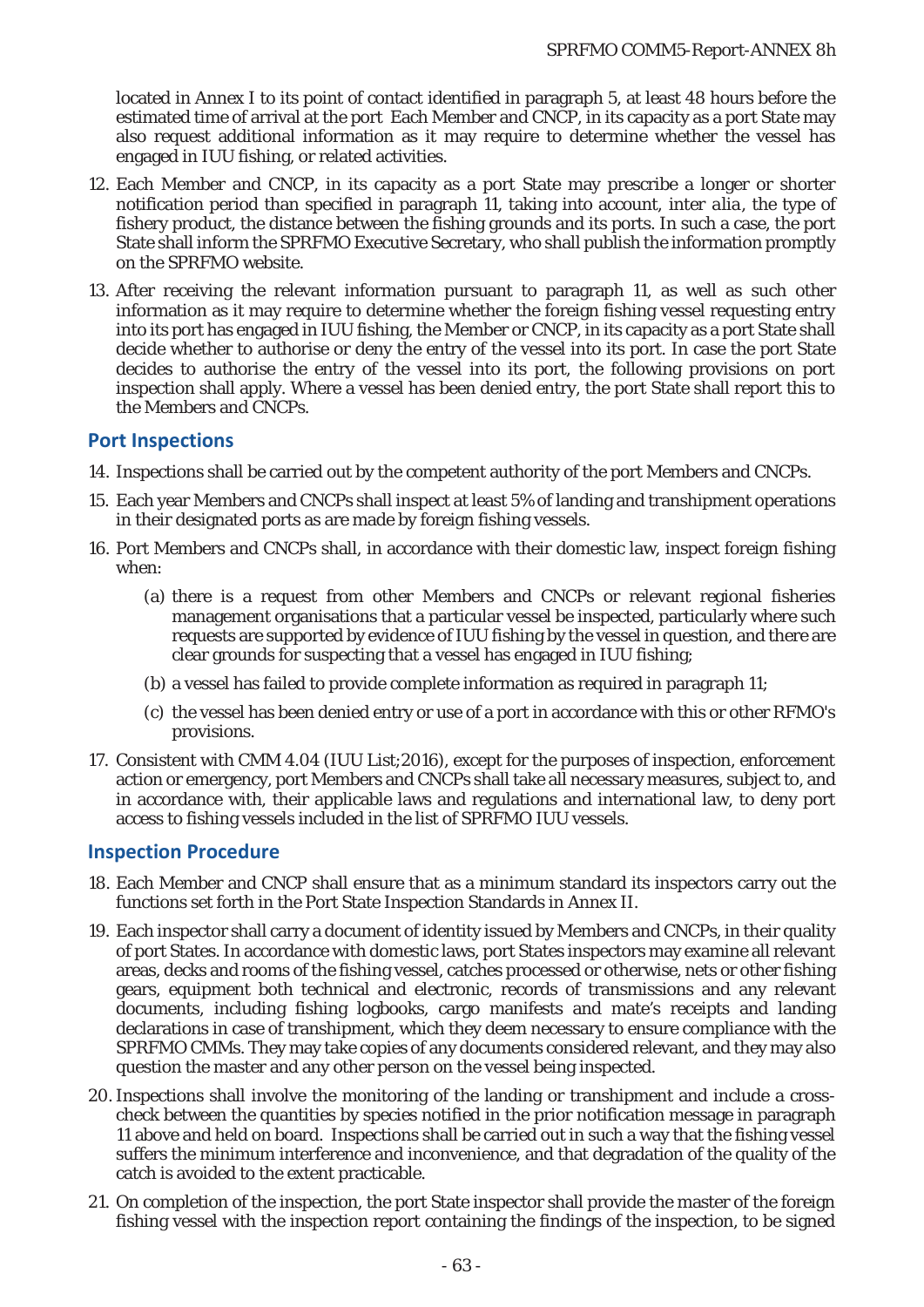located in Annex I to its point of contact identified in paragraph 5, at least 48 hours before the estimated time of arrival at the port Each Member and CNCP, in its capacity as a port State may also request additional information as it may require to determine whether the vessel has engaged in IUU fishing, or related activities.

12. Each Member and CNCP, in its capacity as a port State may prescribe a longer or shorter notification period than specified in paragraph 11, taking into account, inter alia, the type of fishery product, the distance between the fishing grounds and its ports. In such a case, the port State shall inform the SPRFMO Executive Secretary, who shall publish the information promptly on the SPRFMO website.

13. After receiving the relevant information pursuant to paragraph 11, as well as such other information as it may require to determine whether the foreign fishing vessel requesting entry into its port has engaged in IUU fishing, the Member or CNCP, in its capacity as a port State shall decide whether to authorise or deny the entry of the vessel into its port. In case the port State decides to authorise the entry of the vessel into its port, the following provisions on port inspection shall apply. Where a vessel has been denied entry, the port State shall report this to the Members and CNCPs.

## Port Inspections

14. Inspections shall be carried out by the competent authority of the port Members and CNCPs.

15. Each year Members and CNCPs shall inspect at least 5% of landing and transhipment operations in their designated ports as are made by foreign fishing vessels.

16. Port Members and CNCPs shall, in accordance with their domestic law, inspect foreign fishing when:

    (a) there is a request from other Members and CNCPs or relevant regional fisheries management organisations that a particular vessel be inspected, particularly where such requests are supported by evidence of IUU fishing by the vessel in question, and there are clear grounds for suspecting that a vessel has engaged in IUU fishing;

    (b) a vessel has failed to provide complete information as required in paragraph 11;

    (c) the vessel has been denied entry or use of a port in accordance with this or other RFMO's provisions.

17. Consistent with CMM 4.04 (IUU List;2016), except for the purposes of inspection, enforcement action or emergency, port Members and CNCPs shall take all necessary measures, subject to, and in accordance with, their applicable laws and regulations and international law, to deny port access to fishing vessels included in the list of SPRFMO IUU vessels.

## Inspection Procedure

18. Each Member and CNCP shall ensure that as a minimum standard its inspectors carry out the functions set forth in the Port State Inspection Standards in Annex II.

19. Each inspector shall carry a document of identity issued by Members and CNCPs, in their quality of port States. In accordance with domestic laws, port States inspectors may examine all relevant areas, decks and rooms of the fishing vessel, catches processed or otherwise, nets or other fishing gears, equipment both technical and electronic, records of transmissions and any relevant documents, including fishing logbooks, cargo manifests and mate's receipts and landing declarations in case of transhipment, which they deem necessary to ensure compliance with the SPRFMO CMMs. They may take copies of any documents considered relevant, and they may also question the master and any other person on the vessel being inspected.

20. Inspections shall involve the monitoring of the landing or transhipment and include a cross-check between the quantities by species notified in the prior notification message in paragraph 11 above and held on board. Inspections shall be carried out in such a way that the fishing vessel suffers the minimum interference and inconvenience, and that degradation of the quality of the catch is avoided to the extent practicable.

21. On completion of the inspection, the port State inspector shall provide the master of the foreign fishing vessel with the inspection report containing the findings of the inspection, to be signed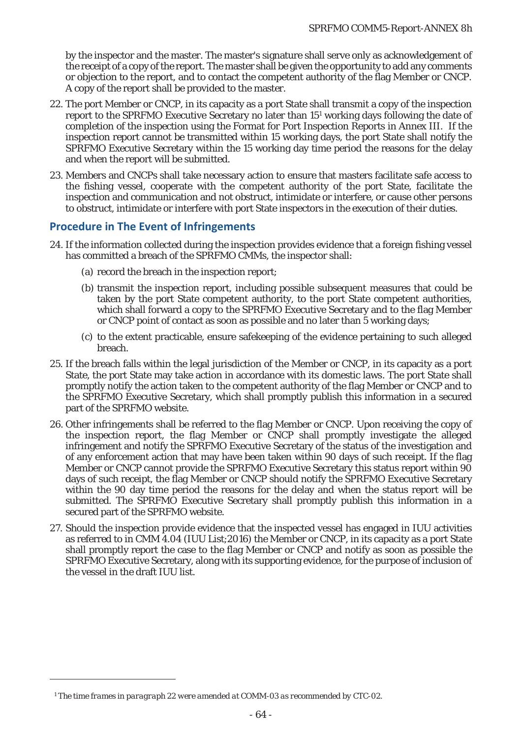by the inspector and the master. The master's signature shall serve only as acknowledgement of the receipt of a copy of the report. The master shall be given the opportunity to add any comments or objection to the report, and to contact the competent authority of the flag Member or CNCP. A copy of the report shall be provided to the master.

22. The port Member or CNCP, in its capacity as a port State shall transmit a copy of the inspection report to the SPRFMO Executive Secretary no later than 15[1] working days following the date of completion of the inspection using the Format for Port Inspection Reports in Annex III. If the inspection report cannot be transmitted within 15 working days, the port State shall notify the SPRFMO Executive Secretary within the 15 working day time period the reasons for the delay and when the report will be submitted.

23. Members and CNCPs shall take necessary action to ensure that masters facilitate safe access to the fishing vessel, cooperate with the competent authority of the port State, facilitate the inspection and communication and not obstruct, intimidate or interfere, or cause other persons to obstruct, intimidate or interfere with port State inspectors in the execution of their duties.

## Procedure in The Event of Infringements

24. If the information collected during the inspection provides evidence that a foreign fishing vessel has committed a breach of the SPRFMO CMMs, the inspector shall:

    (a) record the breach in the inspection report;

    (b) transmit the inspection report, including possible subsequent measures that could be taken by the port State competent authority, to the port State competent authorities, which shall forward a copy to the SPRFMO Executive Secretary and to the flag Member or CNCP point of contact as soon as possible and no later than 5 working days;

    (c) to the extent practicable, ensure safekeeping of the evidence pertaining to such alleged breach.

25. If the breach falls within the legal jurisdiction of the Member or CNCP, in its capacity as a port State, the port State may take action in accordance with its domestic laws. The port State shall promptly notify the action taken to the competent authority of the flag Member or CNCP and to the SPRFMO Executive Secretary, which shall promptly publish this information in a secured part of the SPRFMO website.

26. Other infringements shall be referred to the flag Member or CNCP. Upon receiving the copy of the inspection report, the flag Member or CNCP shall promptly investigate the alleged infringement and notify the SPRFMO Executive Secretary of the status of the investigation and of any enforcement action that may have been taken within 90 days of such receipt. If the flag Member or CNCP cannot provide the SPRFMO Executive Secretary this status report within 90 days of such receipt, the flag Member or CNCP should notify the SPRFMO Executive Secretary within the 90 day time period the reasons for the delay and when the status report will be submitted. The SPRFMO Executive Secretary shall promptly publish this information in a secured part of the SPRFMO website.

27. Should the inspection provide evidence that the inspected vessel has engaged in IUU activities as referred to in CMM 4.04 (IUU List;2016) the Member or CNCP, in its capacity as a port State shall promptly report the case to the flag Member or CNCP and notify as soon as possible the SPRFMO Executive Secretary, along with its supporting evidence, for the purpose of inclusion of the vessel in the draft IUU list.

[1] *The time frames in paragraph 22 were amended at COMM-03 as recommended by CTC-02.*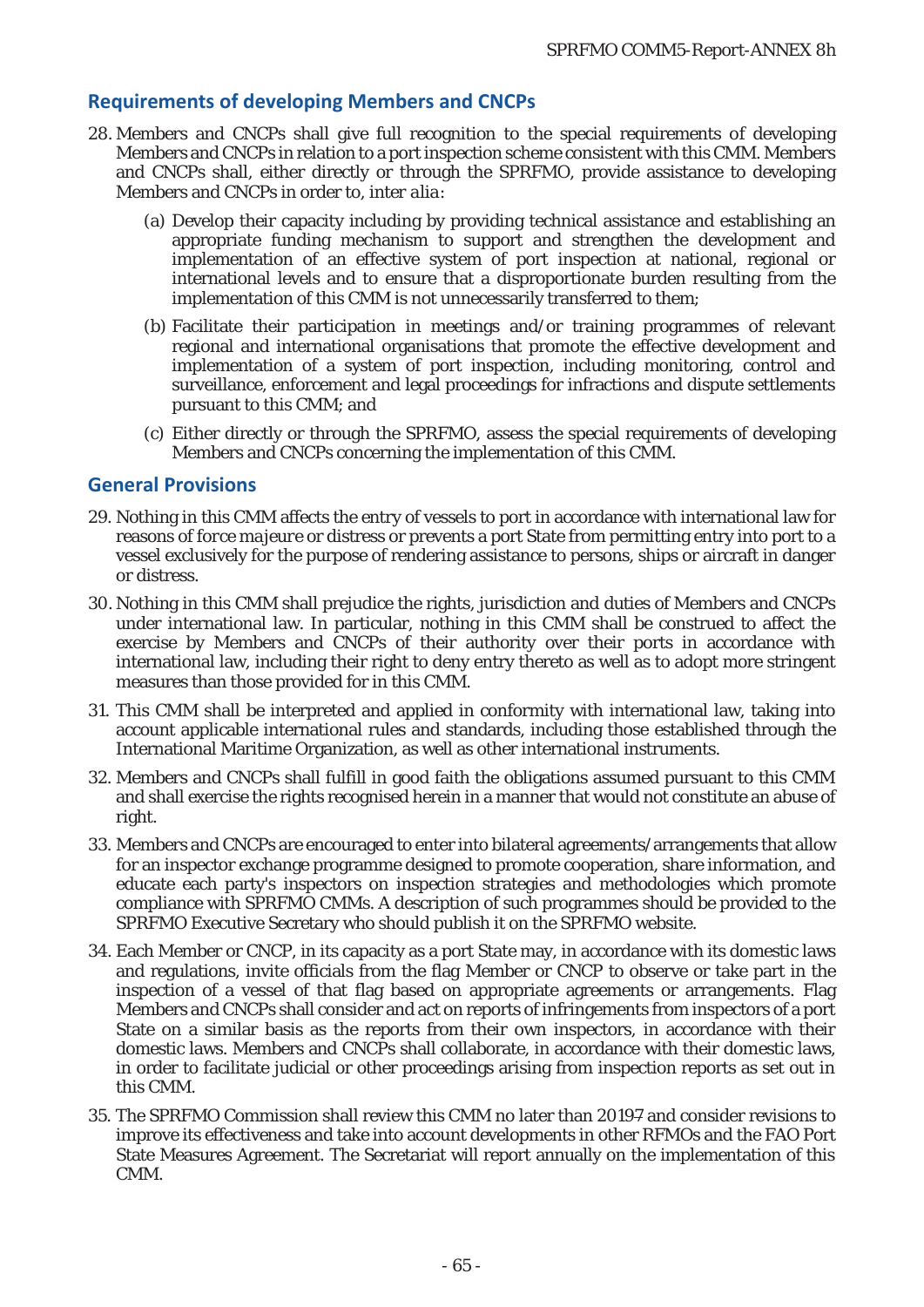## Requirements of developing Members and CNCPs

28. Members and CNCPs shall give full recognition to the special requirements of developing Members and CNCPs in relation to a port inspection scheme consistent with this CMM. Members and CNCPs shall, either directly or through the SPRFMO, provide assistance to developing Members and CNCPs in order to, *inter alia*:

    (a) Develop their capacity including by providing technical assistance and establishing an appropriate funding mechanism to support and strengthen the development and implementation of an effective system of port inspection at national, regional or international levels and to ensure that a disproportionate burden resulting from the implementation of this CMM is not unnecessarily transferred to them;

    (b) Facilitate their participation in meetings and/or training programmes of relevant regional and international organisations that promote the effective development and implementation of a system of port inspection, including monitoring, control and surveillance, enforcement and legal proceedings for infractions and dispute settlements pursuant to this CMM; and

    (c) Either directly or through the SPRFMO, assess the special requirements of developing Members and CNCPs concerning the implementation of this CMM.

## General Provisions

29. Nothing in this CMM affects the entry of vessels to port in accordance with international law for reasons of *force majeure* or distress or prevents a port State from permitting entry into port to a vessel exclusively for the purpose of rendering assistance to persons, ships or aircraft in danger or distress.

30. Nothing in this CMM shall prejudice the rights, jurisdiction and duties of Members and CNCPs under international law. In particular, nothing in this CMM shall be construed to affect the exercise by Members and CNCPs of their authority over their ports in accordance with international law, including their right to deny entry thereto as well as to adopt more stringent measures than those provided for in this CMM.

31. This CMM shall be interpreted and applied in conformity with international law, taking into account applicable international rules and standards, including those established through the International Maritime Organization, as well as other international instruments.

32. Members and CNCPs shall fulfill in good faith the obligations assumed pursuant to this CMM and shall exercise the rights recognised herein in a manner that would not constitute an abuse of right.

33. Members and CNCPs are encouraged to enter into bilateral agreements/arrangements that allow for an inspector exchange programme designed to promote cooperation, share information, and educate each party's inspectors on inspection strategies and methodologies which promote compliance with SPRFMO CMMs. A description of such programmes should be provided to the SPRFMO Executive Secretary who should publish it on the SPRFMO website.

34. Each Member or CNCP, in its capacity as a port State may, in accordance with its domestic laws and regulations, invite officials from the flag Member or CNCP to observe or take part in the inspection of a vessel of that flag based on appropriate agreements or arrangements. Flag Members and CNCPs shall consider and act on reports of infringements from inspectors of a port State on a similar basis as the reports from their own inspectors, in accordance with their domestic laws. Members and CNCPs shall collaborate, in accordance with their domestic laws, in order to facilitate judicial or other proceedings arising from inspection reports as set out in this CMM.

35. The SPRFMO Commission shall review this CMM no later than 20197 and consider revisions to improve its effectiveness and take into account developments in other RFMOs and the FAO Port State Measures Agreement. The Secretariat will report annually on the implementation of this CMM.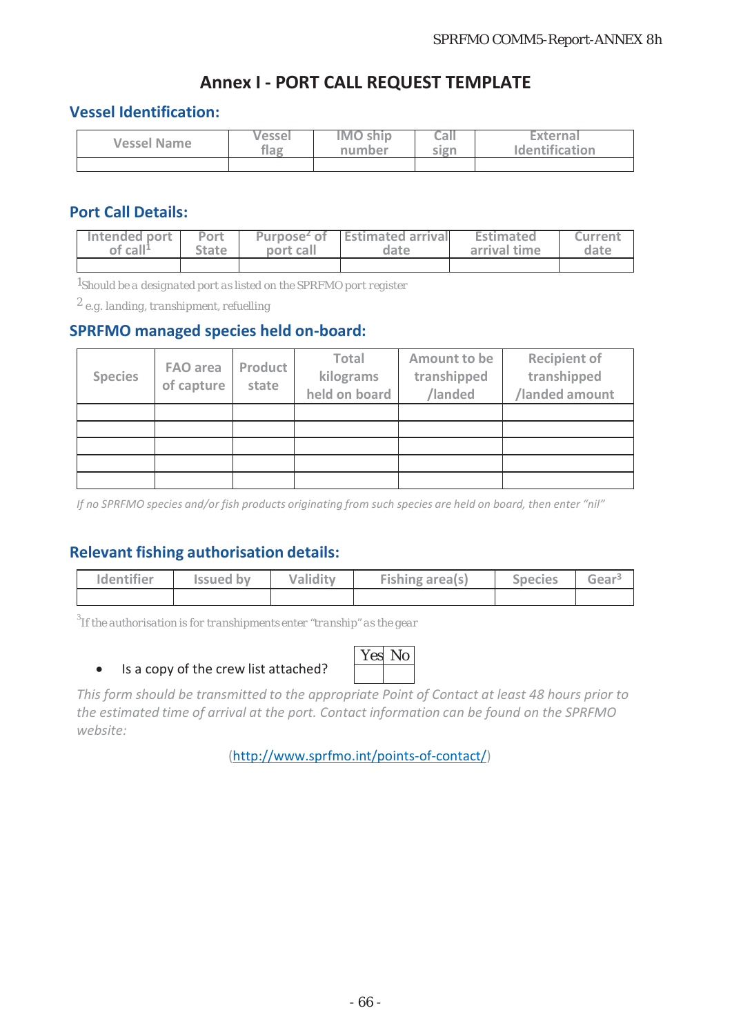# Annex I - PORT CALL REQUEST TEMPLATE

## Vessel Identification:

| Vessel Name | Vessel flag | IMO ship number | Call sign | External Identification |
|---|---|---|---|---|
| | | | | |

## Port Call Details:

| Intended port of call[1] | Port State | Purpose[2] of port call | Estimated arrival date | Estimated arrival time | Current date |
|---|---|---|---|---|---|
| | | | | | |

[1]Should be a designated port as listed on the SPRFMO port register

[2] e.g. landing, transhipment, refuelling

## SPRFMO managed species held on-board:

| Species | FAO area of capture | Product state | Total kilograms held on board | Amount to be transhipped /landed | Recipient of transhipped /landed amount |
|---|---|---|---|---|---|
| | | | | | |
| | | | | | |
| | | | | | |
| | | | | | |
| | | | | | |

*If no SPRFMO species and/or fish products originating from such species are held on board, then enter "nil"*

## Relevant fishing authorisation details:

| Identifier | Issued by | Validity | Fishing area(s) | Species | Gear[3] |
|---|---|---|---|---|---|
| | | | | | |

[3]If the authorisation is for transhipments enter "tranship" as the gear

- Is a copy of the crew list attached?

| Yes | No |
|---|---|
| | |

*This form should be transmitted to the appropriate Point of Contact at least 48 hours prior to the estimated time of arrival at the port. Contact information can be found on the SPRFMO website:*

(http://www.sprfmo.int/points-of-contact/)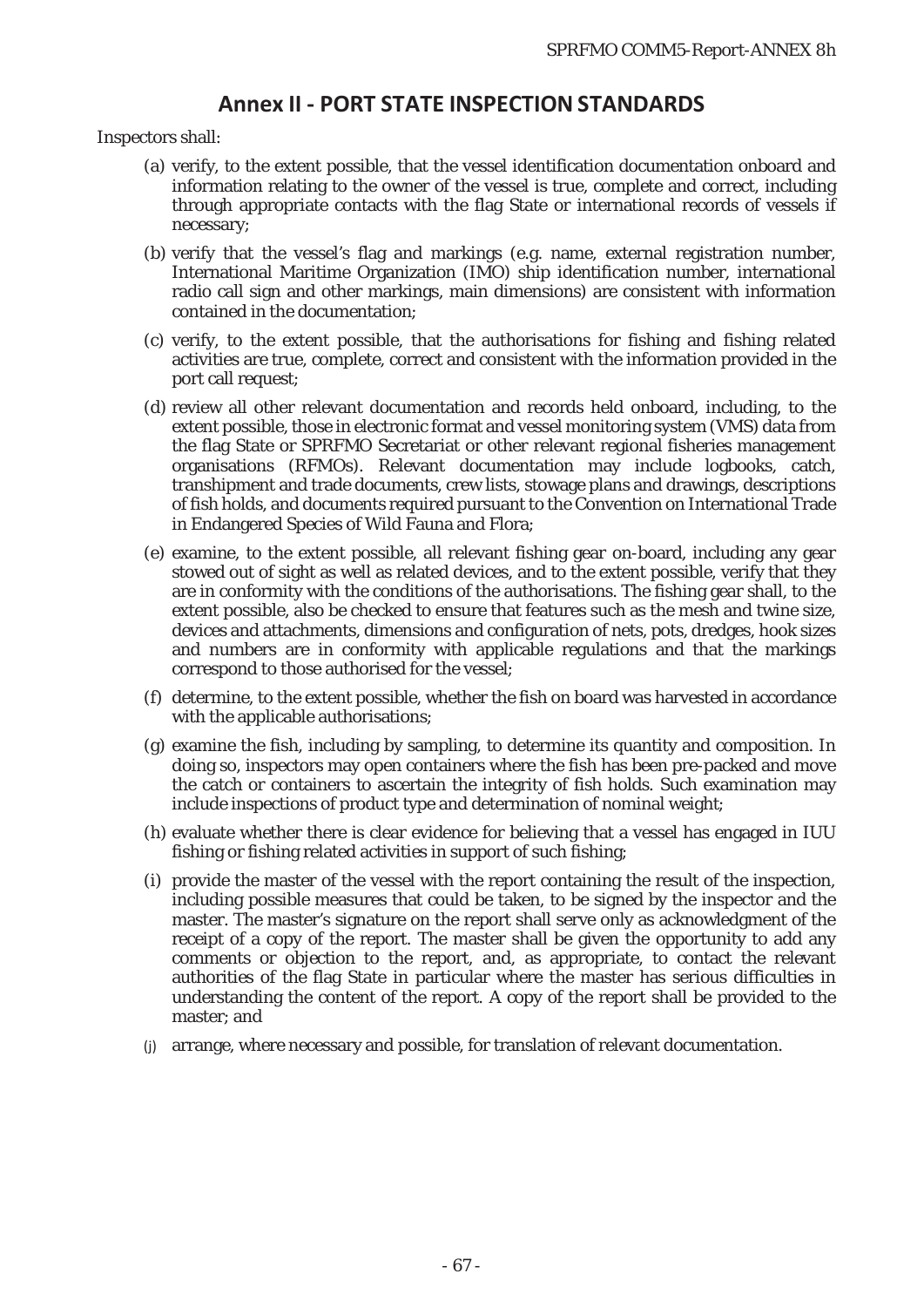## Annex II - PORT STATE INSPECTION STANDARDS

Inspectors shall:

(a) verify, to the extent possible, that the vessel identification documentation onboard and information relating to the owner of the vessel is true, complete and correct, including through appropriate contacts with the flag State or international records of vessels if necessary;

(b) verify that the vessel's flag and markings (e.g. name, external registration number, International Maritime Organization (IMO) ship identification number, international radio call sign and other markings, main dimensions) are consistent with information contained in the documentation;

(c) verify, to the extent possible, that the authorisations for fishing and fishing related activities are true, complete, correct and consistent with the information provided in the port call request;

(d) review all other relevant documentation and records held onboard, including, to the extent possible, those in electronic format and vessel monitoring system (VMS) data from the flag State or SPRFMO Secretariat or other relevant regional fisheries management organisations (RFMOs). Relevant documentation may include logbooks, catch, transhipment and trade documents, crew lists, stowage plans and drawings, descriptions of fish holds, and documents required pursuant to the Convention on International Trade in Endangered Species of Wild Fauna and Flora;

(e) examine, to the extent possible, all relevant fishing gear on-board, including any gear stowed out of sight as well as related devices, and to the extent possible, verify that they are in conformity with the conditions of the authorisations. The fishing gear shall, to the extent possible, also be checked to ensure that features such as the mesh and twine size, devices and attachments, dimensions and configuration of nets, pots, dredges, hook sizes and numbers are in conformity with applicable regulations and that the markings correspond to those authorised for the vessel;

(f) determine, to the extent possible, whether the fish on board was harvested in accordance with the applicable authorisations;

(g) examine the fish, including by sampling, to determine its quantity and composition. In doing so, inspectors may open containers where the fish has been pre-packed and move the catch or containers to ascertain the integrity of fish holds. Such examination may include inspections of product type and determination of nominal weight;

(h) evaluate whether there is clear evidence for believing that a vessel has engaged in IUU fishing or fishing related activities in support of such fishing;

(i) provide the master of the vessel with the report containing the result of the inspection, including possible measures that could be taken, to be signed by the inspector and the master. The master's signature on the report shall serve only as acknowledgment of the receipt of a copy of the report. The master shall be given the opportunity to add any comments or objection to the report, and, as appropriate, to contact the relevant authorities of the flag State in particular where the master has serious difficulties in understanding the content of the report. A copy of the report shall be provided to the master; and

(j) arrange, where necessary and possible, for translation of relevant documentation.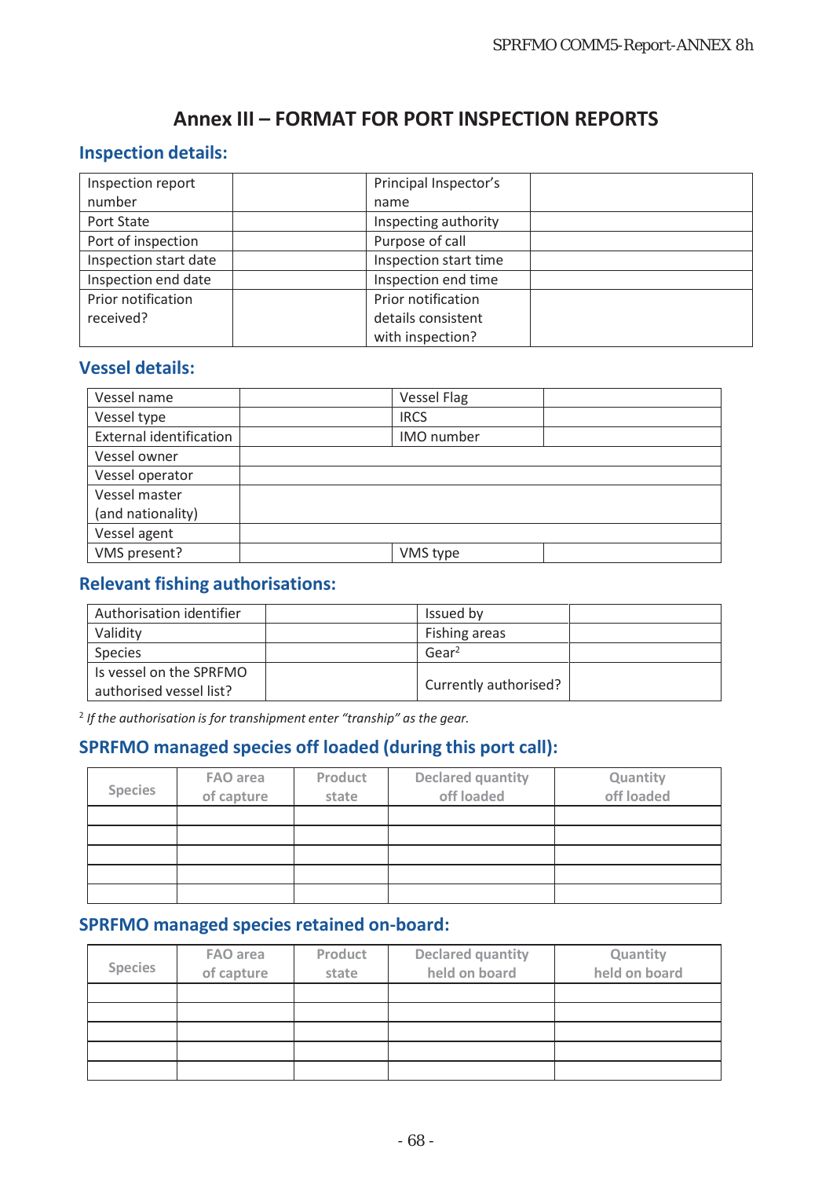# Annex III – FORMAT FOR PORT INSPECTION REPORTS

## Inspection details:

| | | | |
|---|---|---|---|
| Inspection report number | | Principal Inspector's name | |
| Port State | | Inspecting authority | |
| Port of inspection | | Purpose of call | |
| Inspection start date | | Inspection start time | |
| Inspection end date | | Inspection end time | |
| Prior notification received? | | Prior notification details consistent with inspection? | |

## Vessel details:

| | | | |
|---|---|---|---|
| Vessel name | | Vessel Flag | |
| Vessel type | | IRCS | |
| External identification | | IMO number | |
| Vessel owner | | | |
| Vessel operator | | | |
| Vessel master (and nationality) | | | |
| Vessel agent | | | |
| VMS present? | | VMS type | |

## Relevant fishing authorisations:

| | | | |
|---|---|---|---|
| Authorisation identifier | | Issued by | |
| Validity | | Fishing areas | |
| Species | | Gear[2] | |
| Is vessel on the SPRFMO authorised vessel list? | | Currently authorised? | |

[2] *If the authorisation is for transhipment enter "tranship" as the gear.*

## SPRFMO managed species off loaded (during this port call):

| Species | FAO area of capture | Product state | Declared quantity off loaded | Quantity off loaded |
|---|---|---|---|---|
| | | | | |
| | | | | |
| | | | | |
| | | | | |
| | | | | |

## SPRFMO managed species retained on-board:

| Species | FAO area of capture | Product state | Declared quantity held on board | Quantity held on board |
|---|---|---|---|---|
| | | | | |
| | | | | |
| | | | | |
| | | | | |
| | | | | |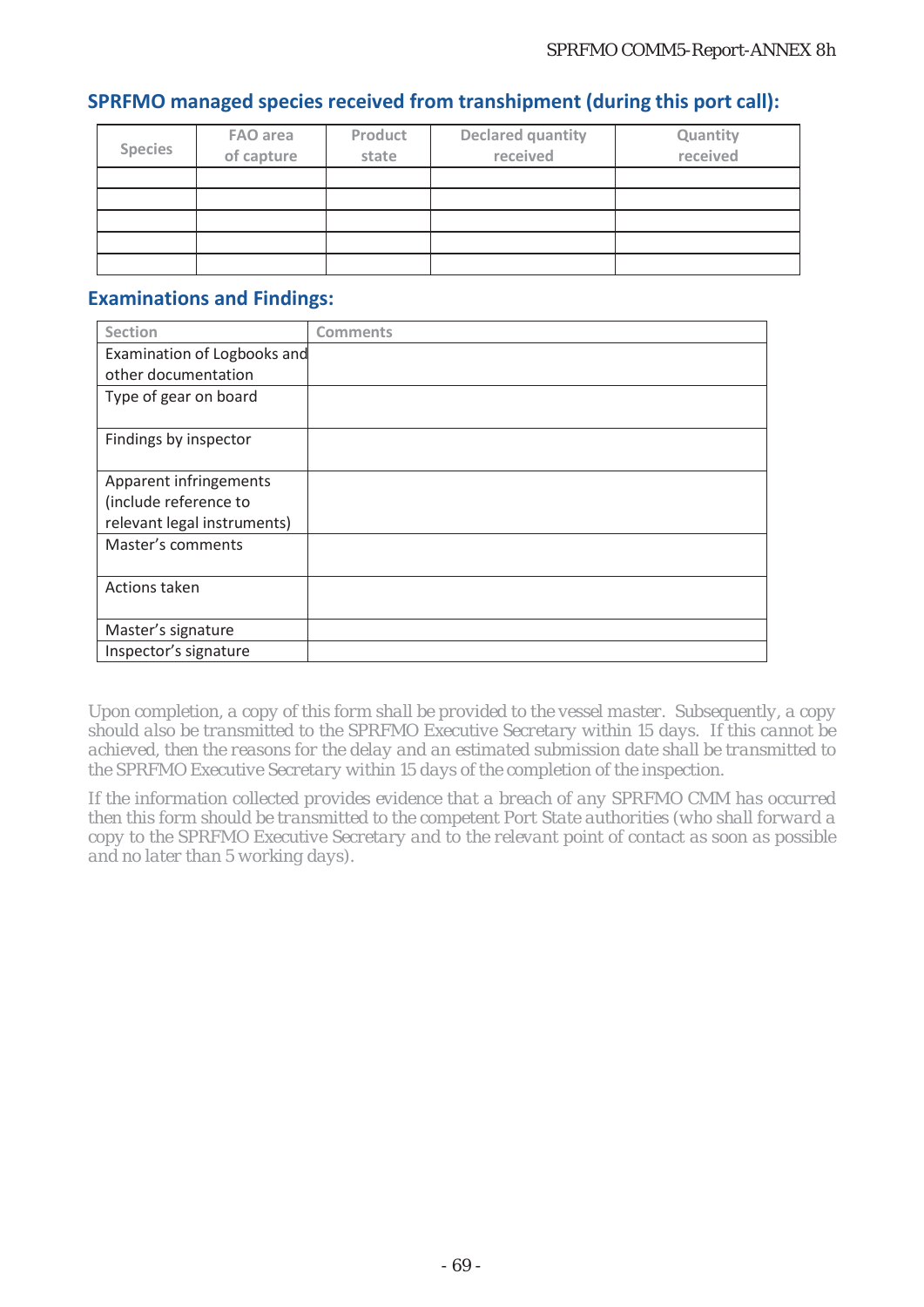## SPRFMO managed species received from transhipment (during this port call):

| Species | FAO area of capture | Product state | Declared quantity received | Quantity received |
|---|---|---|---|---|
| | | | | |
| | | | | |
| | | | | |
| | | | | |
| | | | | |

## Examinations and Findings:

| Section | Comments |
|---|---|
| Examination of Logbooks and other documentation | |
| Type of gear on board | |
| Findings by inspector | |
| Apparent infringements (include reference to relevant legal instruments) | |
| Master's comments | |
| Actions taken | |
| Master's signature | |
| Inspector's signature | |

*Upon completion, a copy of this form shall be provided to the vessel master. Subsequently, a copy should also be transmitted to the SPRFMO Executive Secretary within 15 days. If this cannot be achieved, then the reasons for the delay and an estimated submission date shall be transmitted to the SPRFMO Executive Secretary within 15 days of the completion of the inspection.*

*If the information collected provides evidence that a breach of any SPRFMO CMM has occurred then this form should be transmitted to the competent Port State authorities (who shall forward a copy to the SPRFMO Executive Secretary and to the relevant point of contact as soon as possible and no later than 5 working days).*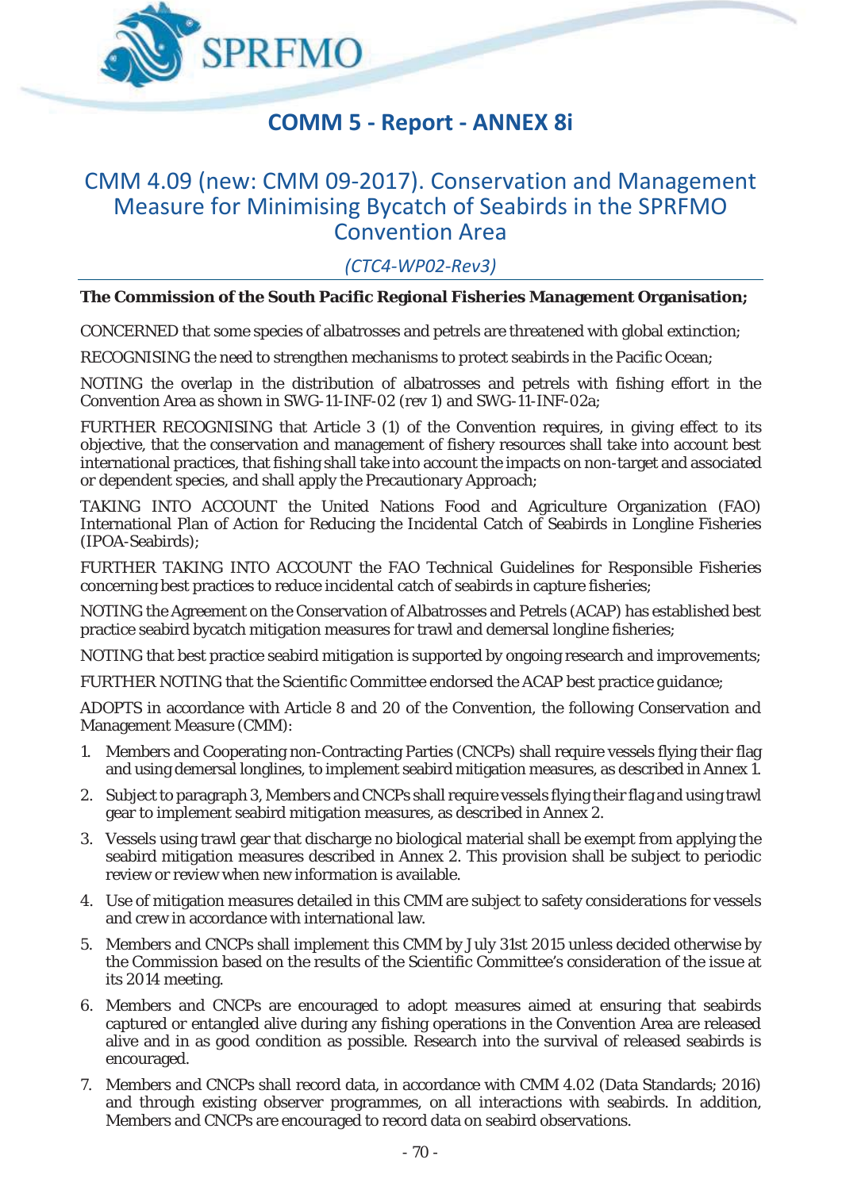## COMM 5 - Report - ANNEX 8i

# CMM 4.09 (new: CMM 09-2017). Conservation and Management Measure for Minimising Bycatch of Seabirds in the SPRFMO Convention Area

*(CTC4-WP02-Rev3)*

**The Commission of the South Pacific Regional Fisheries Management Organisation;**

CONCERNED that some species of albatrosses and petrels are threatened with global extinction;

RECOGNISING the need to strengthen mechanisms to protect seabirds in the Pacific Ocean;

NOTING the overlap in the distribution of albatrosses and petrels with fishing effort in the Convention Area as shown in SWG-11-INF-02 (rev 1) and SWG-11-INF-02a;

FURTHER RECOGNISING that Article 3 (1) of the Convention requires, in giving effect to its objective, that the conservation and management of fishery resources shall take into account best international practices, that fishing shall take into account the impacts on non-target and associated or dependent species, and shall apply the Precautionary Approach;

TAKING INTO ACCOUNT the United Nations Food and Agriculture Organization (FAO) International Plan of Action for Reducing the Incidental Catch of Seabirds in Longline Fisheries (IPOA-Seabirds);

FURTHER TAKING INTO ACCOUNT the FAO Technical Guidelines for Responsible Fisheries concerning best practices to reduce incidental catch of seabirds in capture fisheries;

NOTING the Agreement on the Conservation of Albatrosses and Petrels (ACAP) has established best practice seabird bycatch mitigation measures for trawl and demersal longline fisheries;

NOTING that best practice seabird mitigation is supported by ongoing research and improvements;

FURTHER NOTING that the Scientific Committee endorsed the ACAP best practice guidance;

ADOPTS in accordance with Article 8 and 20 of the Convention, the following Conservation and Management Measure (CMM):

1. Members and Cooperating non-Contracting Parties (CNCPs) shall require vessels flying their flag and using demersal longlines, to implement seabird mitigation measures, as described in Annex 1.
2. Subject to paragraph 3, Members and CNCPs shall require vessels flying their flag and using trawl gear to implement seabird mitigation measures, as described in Annex 2.
3. Vessels using trawl gear that discharge no biological material shall be exempt from applying the seabird mitigation measures described in Annex 2. This provision shall be subject to periodic review or review when new information is available.
4. Use of mitigation measures detailed in this CMM are subject to safety considerations for vessels and crew in accordance with international law.
5. Members and CNCPs shall implement this CMM by July 31st 2015 unless decided otherwise by the Commission based on the results of the Scientific Committee's consideration of the issue at its 2014 meeting.
6. Members and CNCPs are encouraged to adopt measures aimed at ensuring that seabirds captured or entangled alive during any fishing operations in the Convention Area are released alive and in as good condition as possible. Research into the survival of released seabirds is encouraged.
7. Members and CNCPs shall record data, in accordance with CMM 4.02 (Data Standards; 2016) and through existing observer programmes, on all interactions with seabirds. In addition, Members and CNCPs are encouraged to record data on seabird observations.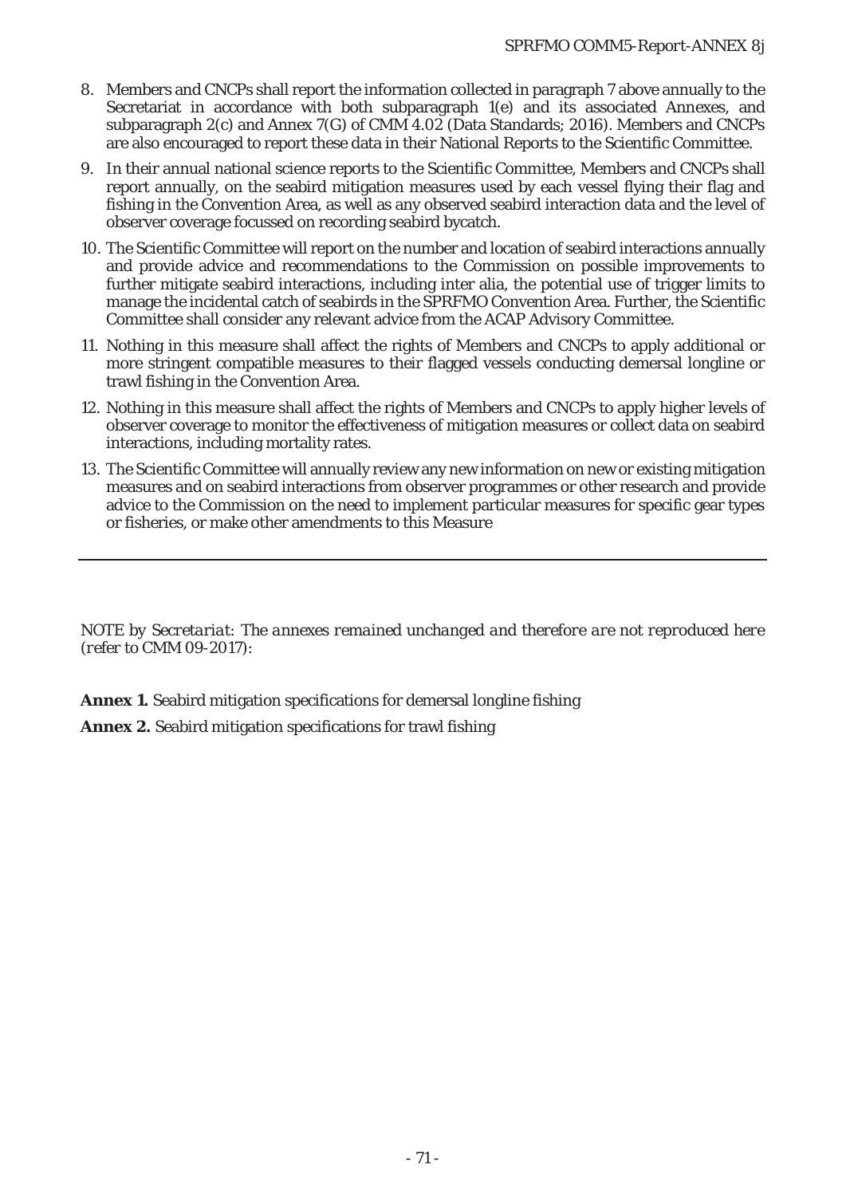8. Members and CNCPs shall report the information collected in paragraph 7 above annually to the Secretariat in accordance with both subparagraph 1(e) and its associated Annexes, and subparagraph 2(c) and Annex 7(G) of CMM 4.02 (Data Standards; 2016). Members and CNCPs are also encouraged to report these data in their National Reports to the Scientific Committee.
9. In their annual national science reports to the Scientific Committee, Members and CNCPs shall report annually, on the seabird mitigation measures used by each vessel flying their flag and fishing in the Convention Area, as well as any observed seabird interaction data and the level of observer coverage focussed on recording seabird bycatch.
10. The Scientific Committee will report on the number and location of seabird interactions annually and provide advice and recommendations to the Commission on possible improvements to further mitigate seabird interactions, including inter alia, the potential use of trigger limits to manage the incidental catch of seabirds in the SPRFMO Convention Area. Further, the Scientific Committee shall consider any relevant advice from the ACAP Advisory Committee.
11. Nothing in this measure shall affect the rights of Members and CNCPs to apply additional or more stringent compatible measures to their flagged vessels conducting demersal longline or trawl fishing in the Convention Area.
12. Nothing in this measure shall affect the rights of Members and CNCPs to apply higher levels of observer coverage to monitor the effectiveness of mitigation measures or collect data on seabird interactions, including mortality rates.
13. The Scientific Committee will annually review any new information on new or existing mitigation measures and on seabird interactions from observer programmes or other research and provide advice to the Commission on the need to implement particular measures for specific gear types or fisheries, or make other amendments to this Measure

---

*NOTE by Secretariat: The annexes remained unchanged and therefore are not reproduced here (refer to CMM 09-2017):*

**Annex 1.** Seabird mitigation specifications for demersal longline fishing

**Annex 2.** Seabird mitigation specifications for trawl fishing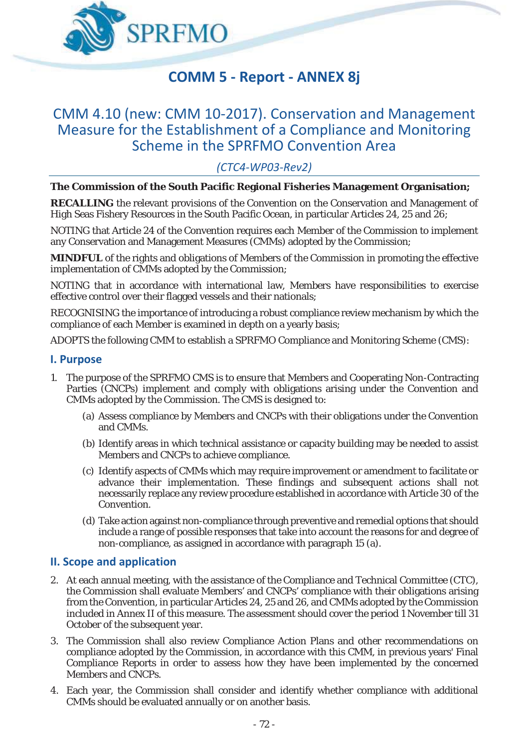# COMM 5 - Report - ANNEX 8j

## CMM 4.10 (new: CMM 10-2017). Conservation and Management Measure for the Establishment of a Compliance and Monitoring Scheme in the SPRFMO Convention Area

*(CTC4-WP03-Rev2)*

**The Commission of the South Pacific Regional Fisheries Management Organisation;**

**RECALLING** the relevant provisions of the Convention on the Conservation and Management of High Seas Fishery Resources in the South Pacific Ocean, in particular Articles 24, 25 and 26;

NOTING that Article 24 of the Convention requires each Member of the Commission to implement any Conservation and Management Measures (CMMs) adopted by the Commission;

**MINDFUL** of the rights and obligations of Members of the Commission in promoting the effective implementation of CMMs adopted by the Commission;

NOTING that in accordance with international law, Members have responsibilities to exercise effective control over their flagged vessels and their nationals;

RECOGNISING the importance of introducing a robust compliance review mechanism by which the compliance of each Member is examined in depth on a yearly basis;

ADOPTS the following CMM to establish a SPRFMO Compliance and Monitoring Scheme (CMS):

### I. Purpose

1. The purpose of the SPRFMO CMS is to ensure that Members and Cooperating Non-Contracting Parties (CNCPs) implement and comply with obligations arising under the Convention and CMMs adopted by the Commission. The CMS is designed to:
    - (a) Assess compliance by Members and CNCPs with their obligations under the Convention and CMMs.
    - (b) Identify areas in which technical assistance or capacity building may be needed to assist Members and CNCPs to achieve compliance.
    - (c) Identify aspects of CMMs which may require improvement or amendment to facilitate or advance their implementation. These findings and subsequent actions shall not necessarily replace any review procedure established in accordance with Article 30 of the Convention.
    - (d) Take action against non-compliance through preventive and remedial options that should include a range of possible responses that take into account the reasons for and degree of non-compliance, as assigned in accordance with paragraph 15 (a).

### II. Scope and application

2. At each annual meeting, with the assistance of the Compliance and Technical Committee (CTC), the Commission shall evaluate Members' and CNCPs' compliance with their obligations arising from the Convention, in particular Articles 24, 25 and 26, and CMMs adopted by the Commission included in Annex II of this measure. The assessment should cover the period 1 November till 31 October of the subsequent year.
3. The Commission shall also review Compliance Action Plans and other recommendations on compliance adopted by the Commission, in accordance with this CMM, in previous years' Final Compliance Reports in order to assess how they have been implemented by the concerned Members and CNCPs.
4. Each year, the Commission shall consider and identify whether compliance with additional CMMs should be evaluated annually or on another basis.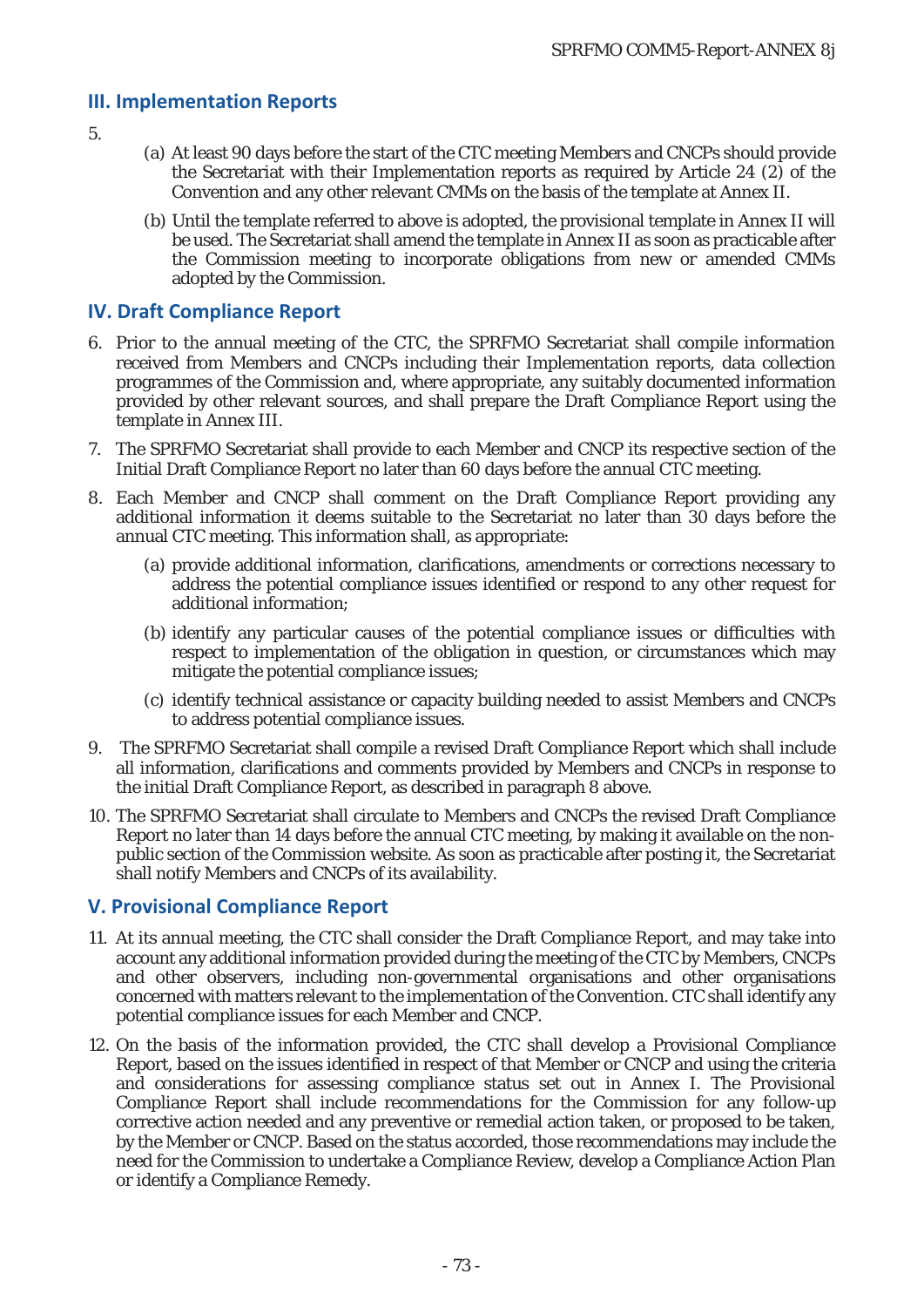## III. Implementation Reports

5.

(a) At least 90 days before the start of the CTC meeting Members and CNCPs should provide the Secretariat with their Implementation reports as required by Article 24 (2) of the Convention and any other relevant CMMs on the basis of the template at Annex II.

(b) Until the template referred to above is adopted, the provisional template in Annex II will be used. The Secretariat shall amend the template in Annex II as soon as practicable after the Commission meeting to incorporate obligations from new or amended CMMs adopted by the Commission.

## IV. Draft Compliance Report

6. Prior to the annual meeting of the CTC, the SPRFMO Secretariat shall compile information received from Members and CNCPs including their Implementation reports, data collection programmes of the Commission and, where appropriate, any suitably documented information provided by other relevant sources, and shall prepare the Draft Compliance Report using the template in Annex III.

7. The SPRFMO Secretariat shall provide to each Member and CNCP its respective section of the Initial Draft Compliance Report no later than 60 days before the annual CTC meeting.

8. Each Member and CNCP shall comment on the Draft Compliance Report providing any additional information it deems suitable to the Secretariat no later than 30 days before the annual CTC meeting. This information shall, as appropriate:

   (a) provide additional information, clarifications, amendments or corrections necessary to address the potential compliance issues identified or respond to any other request for additional information;

   (b) identify any particular causes of the potential compliance issues or difficulties with respect to implementation of the obligation in question, or circumstances which may mitigate the potential compliance issues;

   (c) identify technical assistance or capacity building needed to assist Members and CNCPs to address potential compliance issues.

9. The SPRFMO Secretariat shall compile a revised Draft Compliance Report which shall include all information, clarifications and comments provided by Members and CNCPs in response to the initial Draft Compliance Report, as described in paragraph 8 above.

10. The SPRFMO Secretariat shall circulate to Members and CNCPs the revised Draft Compliance Report no later than 14 days before the annual CTC meeting, by making it available on the non-public section of the Commission website. As soon as practicable after posting it, the Secretariat shall notify Members and CNCPs of its availability.

## V. Provisional Compliance Report

11. At its annual meeting, the CTC shall consider the Draft Compliance Report, and may take into account any additional information provided during the meeting of the CTC by Members, CNCPs and other observers, including non-governmental organisations and other organisations concerned with matters relevant to the implementation of the Convention. CTC shall identify any potential compliance issues for each Member and CNCP.

12. On the basis of the information provided, the CTC shall develop a Provisional Compliance Report, based on the issues identified in respect of that Member or CNCP and using the criteria and considerations for assessing compliance status set out in Annex I. The Provisional Compliance Report shall include recommendations for the Commission for any follow-up corrective action needed and any preventive or remedial action taken, or proposed to be taken, by the Member or CNCP. Based on the status accorded, those recommendations may include the need for the Commission to undertake a Compliance Review, develop a Compliance Action Plan or identify a Compliance Remedy.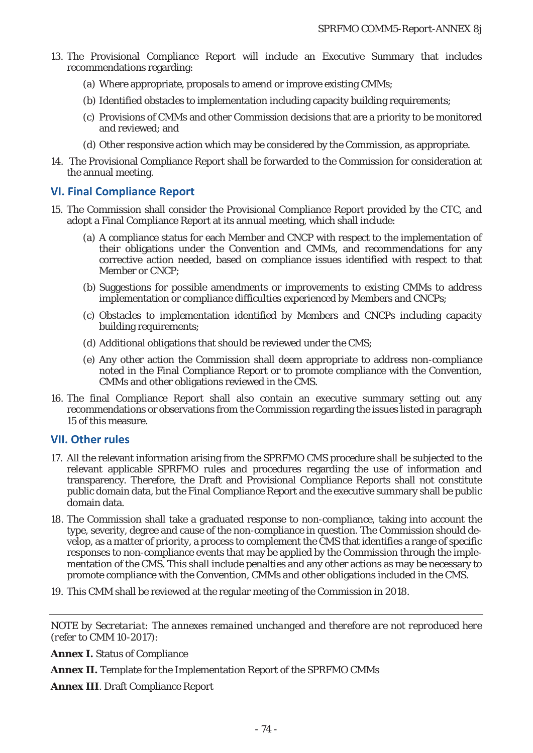13. The Provisional Compliance Report will include an Executive Summary that includes recommendations regarding:

    (a) Where appropriate, proposals to amend or improve existing CMMs;

    (b) Identified obstacles to implementation including capacity building requirements;

    (c) Provisions of CMMs and other Commission decisions that are a priority to be monitored and reviewed; and

    (d) Other responsive action which may be considered by the Commission, as appropriate.

14. The Provisional Compliance Report shall be forwarded to the Commission for consideration at the annual meeting.

## VI. Final Compliance Report

15. The Commission shall consider the Provisional Compliance Report provided by the CTC, and adopt a Final Compliance Report at its annual meeting, which shall include:

    (a) A compliance status for each Member and CNCP with respect to the implementation of their obligations under the Convention and CMMs, and recommendations for any corrective action needed, based on compliance issues identified with respect to that Member or CNCP;

    (b) Suggestions for possible amendments or improvements to existing CMMs to address implementation or compliance difficulties experienced by Members and CNCPs;

    (c) Obstacles to implementation identified by Members and CNCPs including capacity building requirements;

    (d) Additional obligations that should be reviewed under the CMS;

    (e) Any other action the Commission shall deem appropriate to address non-compliance noted in the Final Compliance Report or to promote compliance with the Convention, CMMs and other obligations reviewed in the CMS.

16. The final Compliance Report shall also contain an executive summary setting out any recommendations or observations from the Commission regarding the issues listed in paragraph 15 of this measure.

## VII. Other rules

17. All the relevant information arising from the SPRFMO CMS procedure shall be subjected to the relevant applicable SPRFMO rules and procedures regarding the use of information and transparency. Therefore, the Draft and Provisional Compliance Reports shall not constitute public domain data, but the Final Compliance Report and the executive summary shall be public domain data.

18. The Commission shall take a graduated response to non-compliance, taking into account the type, severity, degree and cause of the non-compliance in question. The Commission should develop, as a matter of priority, a process to complement the CMS that identifies a range of specific responses to non-compliance events that may be applied by the Commission through the implementation of the CMS. This shall include penalties and any other actions as may be necessary to promote compliance with the Convention, CMMs and other obligations included in the CMS.

19. This CMM shall be reviewed at the regular meeting of the Commission in 2018.

---

*NOTE by Secretariat: The annexes remained unchanged and therefore are not reproduced here (refer to CMM 10-2017):*

**Annex I.** Status of Compliance

**Annex II.** Template for the Implementation Report of the SPRFMO CMMs

**Annex III**. Draft Compliance Report